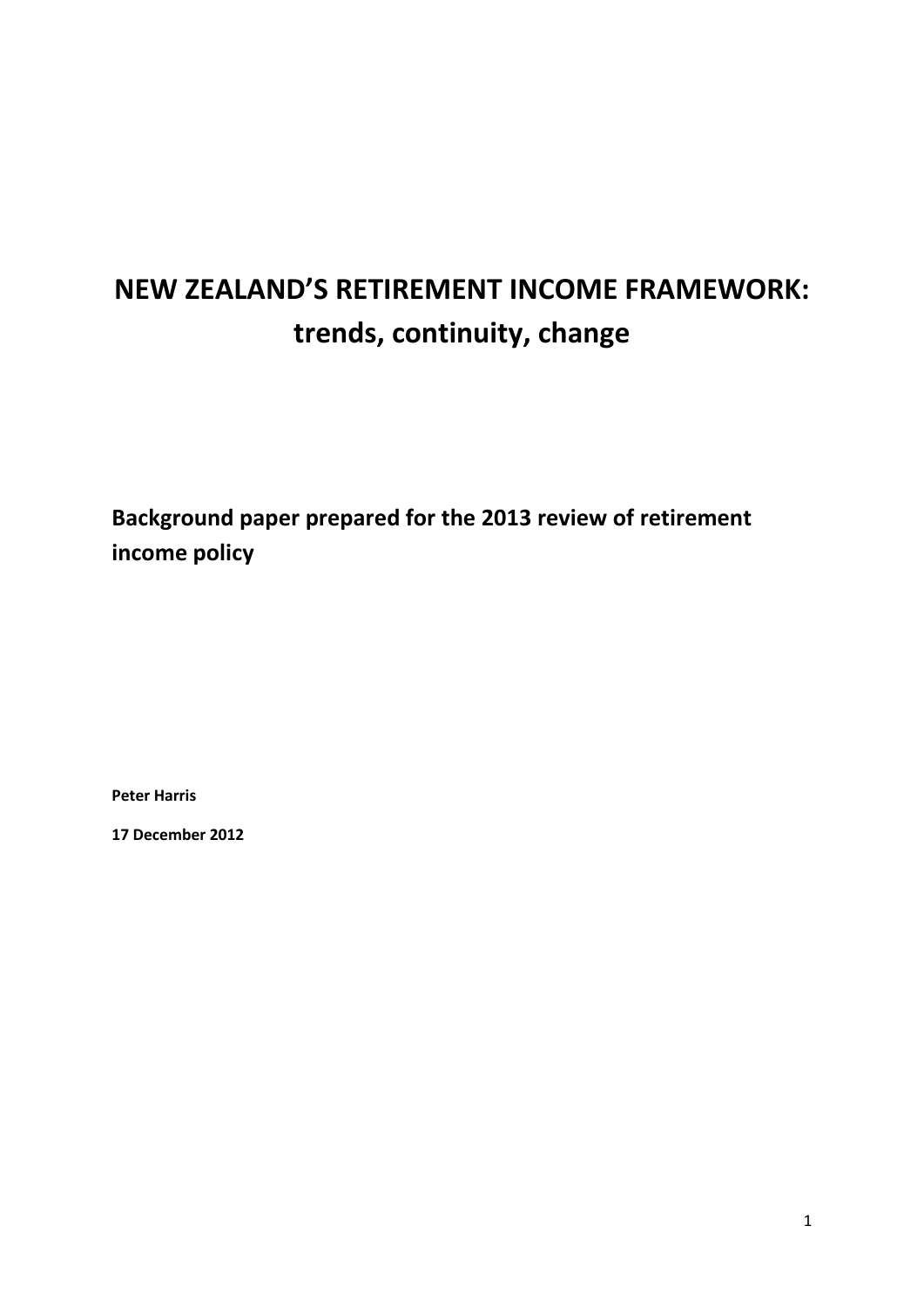# NEW ZEALAND'S RETIREMENT INCOME FRAMEWORK: trends, continuity, change

**Background paper prepared for the 2013 review of retirement income policy**

**Peter Harris**

**17 December 2012**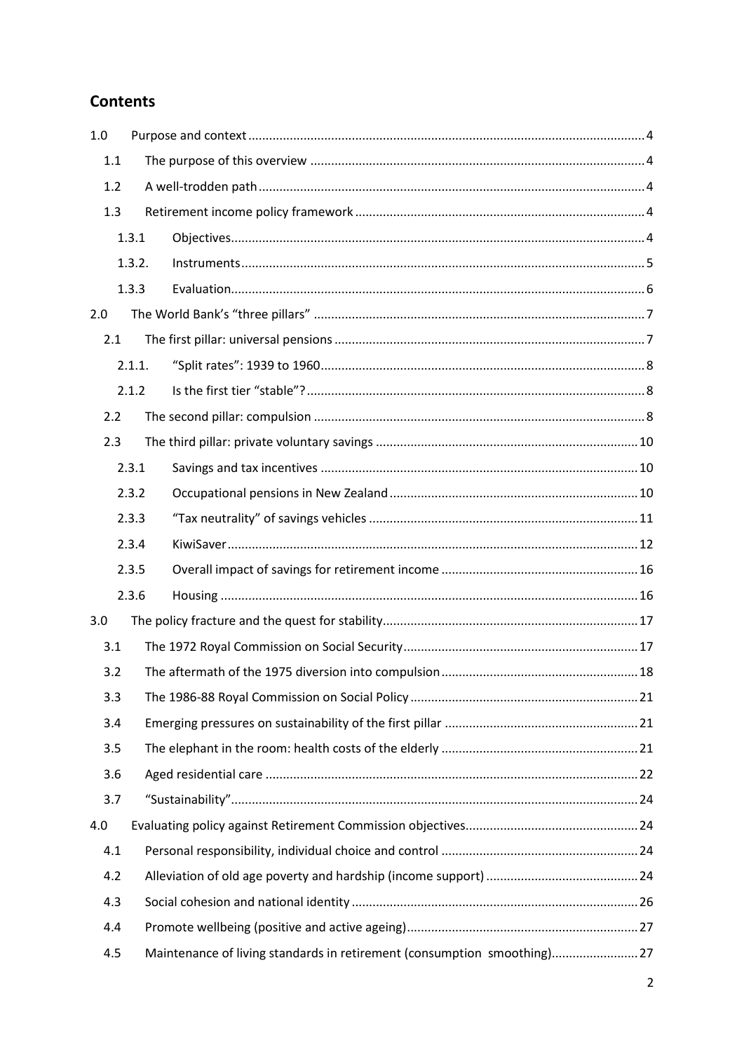## Contents

- 1.0 Purpose and context ... 4
  - 1.1 The purpose of this overview ... 4
  - 1.2 A well-trodden path ... 4
  - 1.3 Retirement income policy framework ... 4
    - 1.3.1 Objectives ... 4
    - 1.3.2. Instruments ... 5
    - 1.3.3 Evaluation ... 6
- 2.0 The World Bank's "three pillars" ... 7
  - 2.1 The first pillar: universal pensions ... 7
    - 2.1.1. "Split rates": 1939 to 1960 ... 8
    - 2.1.2 Is the first tier "stable"? ... 8
  - 2.2 The second pillar: compulsion ... 8
  - 2.3 The third pillar: private voluntary savings ... 10
    - 2.3.1 Savings and tax incentives ... 10
    - 2.3.2 Occupational pensions in New Zealand ... 10
    - 2.3.3 "Tax neutrality" of savings vehicles ... 11
    - 2.3.4 KiwiSaver ... 12
    - 2.3.5 Overall impact of savings for retirement income ... 16
    - 2.3.6 Housing ... 16
- 3.0 The policy fracture and the quest for stability ... 17
  - 3.1 The 1972 Royal Commission on Social Security ... 17
  - 3.2 The aftermath of the 1975 diversion into compulsion ... 18
  - 3.3 The 1986-88 Royal Commission on Social Policy ... 21
  - 3.4 Emerging pressures on sustainability of the first pillar ... 21
  - 3.5 The elephant in the room: health costs of the elderly ... 21
  - 3.6 Aged residential care ... 22
  - 3.7 "Sustainability" ... 24
- 4.0 Evaluating policy against Retirement Commission objectives ... 24
  - 4.1 Personal responsibility, individual choice and control ... 24
  - 4.2 Alleviation of old age poverty and hardship (income support) ... 24
  - 4.3 Social cohesion and national identity ... 26
  - 4.4 Promote wellbeing (positive and active ageing) ... 27
  - 4.5 Maintenance of living standards in retirement (consumption smoothing) ... 27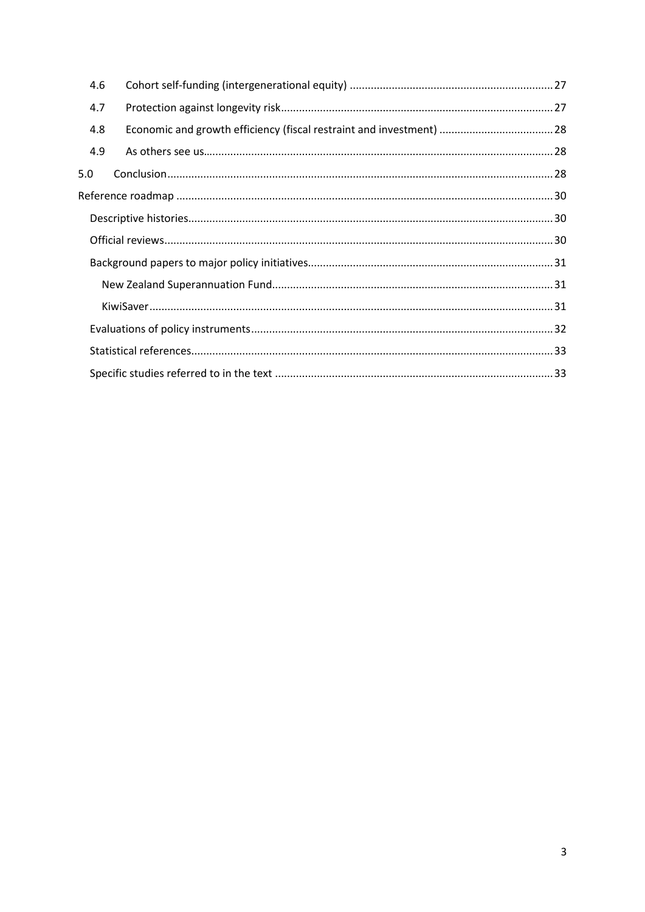| | | |
|---|---|---|
| 4.6 | Cohort self-funding (intergenerational equity) | 27 |
| 4.7 | Protection against longevity risk | 27 |
| 4.8 | Economic and growth efficiency (fiscal restraint and investment) | 28 |
| 4.9 | As others see us | 28 |
| 5.0 | Conclusion | 28 |

Reference roadmap ... 30

- Descriptive histories ... 30
- Official reviews ... 30
- Background papers to major policy initiatives ... 31
  - New Zealand Superannuation Fund ... 31
  - KiwiSaver ... 31
- Evaluations of policy instruments ... 32
- Statistical references ... 33
- Specific studies referred to in the text ... 33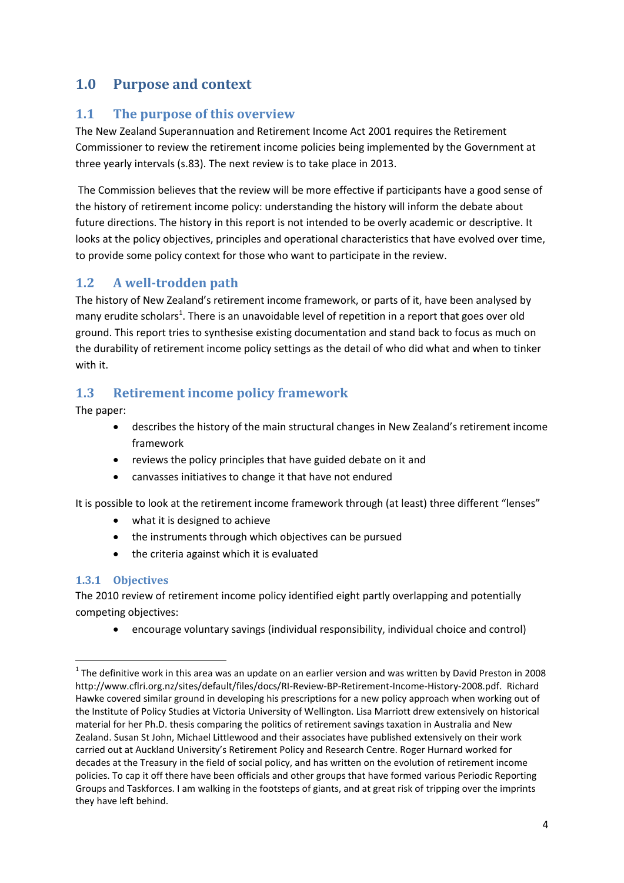# 1.0 Purpose and context

## 1.1 The purpose of this overview

The New Zealand Superannuation and Retirement Income Act 2001 requires the Retirement Commissioner to review the retirement income policies being implemented by the Government at three yearly intervals (s.83). The next review is to take place in 2013.

The Commission believes that the review will be more effective if participants have a good sense of the history of retirement income policy: understanding the history will inform the debate about future directions. The history in this report is not intended to be overly academic or descriptive. It looks at the policy objectives, principles and operational characteristics that have evolved over time, to provide some policy context for those who want to participate in the review.

## 1.2 A well-trodden path

The history of New Zealand's retirement income framework, or parts of it, have been analysed by many erudite scholars[1]. There is an unavoidable level of repetition in a report that goes over old ground. This report tries to synthesise existing documentation and stand back to focus as much on the durability of retirement income policy settings as the detail of who did what and when to tinker with it.

## 1.3 Retirement income policy framework

The paper:

- describes the history of the main structural changes in New Zealand's retirement income framework
- reviews the policy principles that have guided debate on it and
- canvasses initiatives to change it that have not endured

It is possible to look at the retirement income framework through (at least) three different "lenses"

- what it is designed to achieve
- the instruments through which objectives can be pursued
- the criteria against which it is evaluated

### 1.3.1 Objectives

The 2010 review of retirement income policy identified eight partly overlapping and potentially competing objectives:

- encourage voluntary savings (individual responsibility, individual choice and control)

---

[1] The definitive work in this area was an update on an earlier version and was written by David Preston in 2008 http://www.cflri.org.nz/sites/default/files/docs/RI-Review-BP-Retirement-Income-History-2008.pdf. Richard Hawke covered similar ground in developing his prescriptions for a new policy approach when working out of the Institute of Policy Studies at Victoria University of Wellington. Lisa Marriott drew extensively on historical material for her Ph.D. thesis comparing the politics of retirement savings taxation in Australia and New Zealand. Susan St John, Michael Littlewood and their associates have published extensively on their work carried out at Auckland University's Retirement Policy and Research Centre. Roger Hurnard worked for decades at the Treasury in the field of social policy, and has written on the evolution of retirement income policies. To cap it off there have been officials and other groups that have formed various Periodic Reporting Groups and Taskforces. I am walking in the footsteps of giants, and at great risk of tripping over the imprints they have left behind.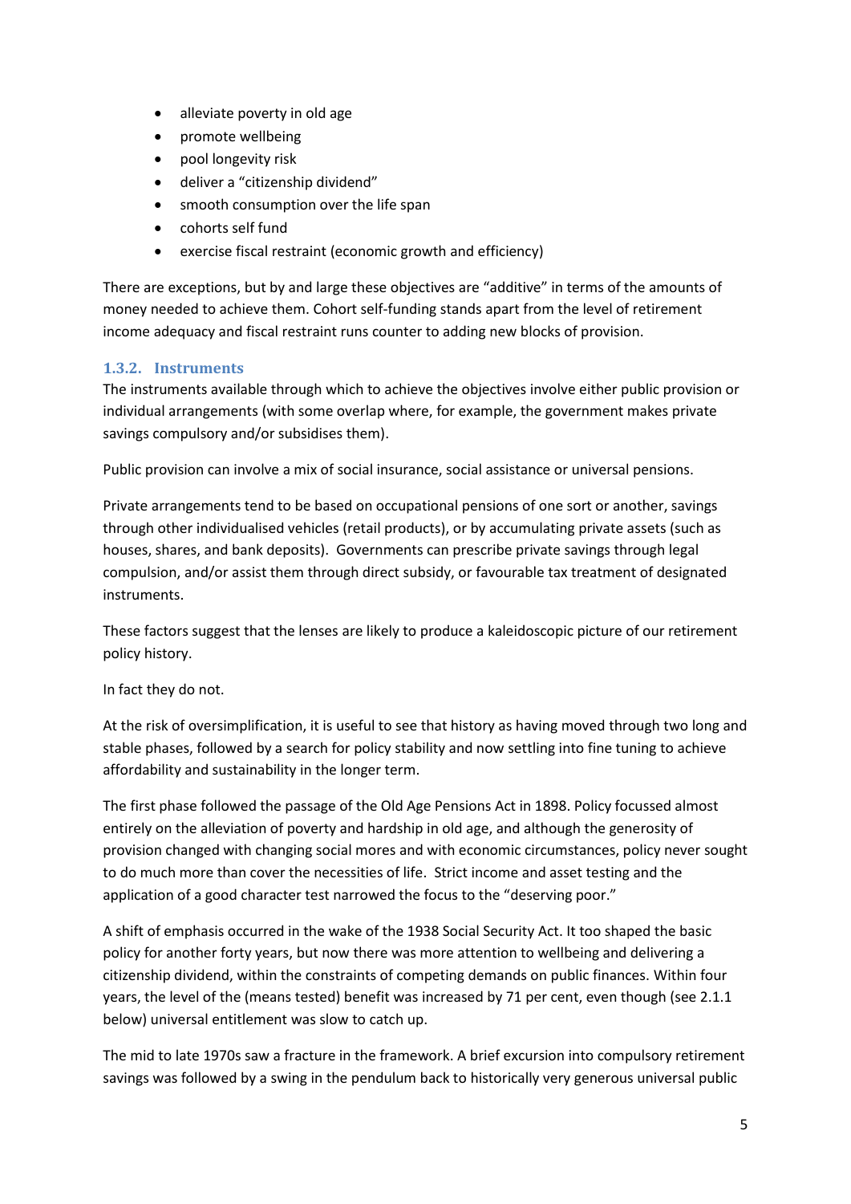- alleviate poverty in old age
- promote wellbeing
- pool longevity risk
- deliver a "citizenship dividend"
- smooth consumption over the life span
- cohorts self fund
- exercise fiscal restraint (economic growth and efficiency)

There are exceptions, but by and large these objectives are "additive" in terms of the amounts of money needed to achieve them. Cohort self-funding stands apart from the level of retirement income adequacy and fiscal restraint runs counter to adding new blocks of provision.

### 1.3.2. Instruments

The instruments available through which to achieve the objectives involve either public provision or individual arrangements (with some overlap where, for example, the government makes private savings compulsory and/or subsidises them).

Public provision can involve a mix of social insurance, social assistance or universal pensions.

Private arrangements tend to be based on occupational pensions of one sort or another, savings through other individualised vehicles (retail products), or by accumulating private assets (such as houses, shares, and bank deposits). Governments can prescribe private savings through legal compulsion, and/or assist them through direct subsidy, or favourable tax treatment of designated instruments.

These factors suggest that the lenses are likely to produce a kaleidoscopic picture of our retirement policy history.

In fact they do not.

At the risk of oversimplification, it is useful to see that history as having moved through two long and stable phases, followed by a search for policy stability and now settling into fine tuning to achieve affordability and sustainability in the longer term.

The first phase followed the passage of the Old Age Pensions Act in 1898. Policy focussed almost entirely on the alleviation of poverty and hardship in old age, and although the generosity of provision changed with changing social mores and with economic circumstances, policy never sought to do much more than cover the necessities of life. Strict income and asset testing and the application of a good character test narrowed the focus to the "deserving poor."

A shift of emphasis occurred in the wake of the 1938 Social Security Act. It too shaped the basic policy for another forty years, but now there was more attention to wellbeing and delivering a citizenship dividend, within the constraints of competing demands on public finances. Within four years, the level of the (means tested) benefit was increased by 71 per cent, even though (see 2.1.1 below) universal entitlement was slow to catch up.

The mid to late 1970s saw a fracture in the framework. A brief excursion into compulsory retirement savings was followed by a swing in the pendulum back to historically very generous universal public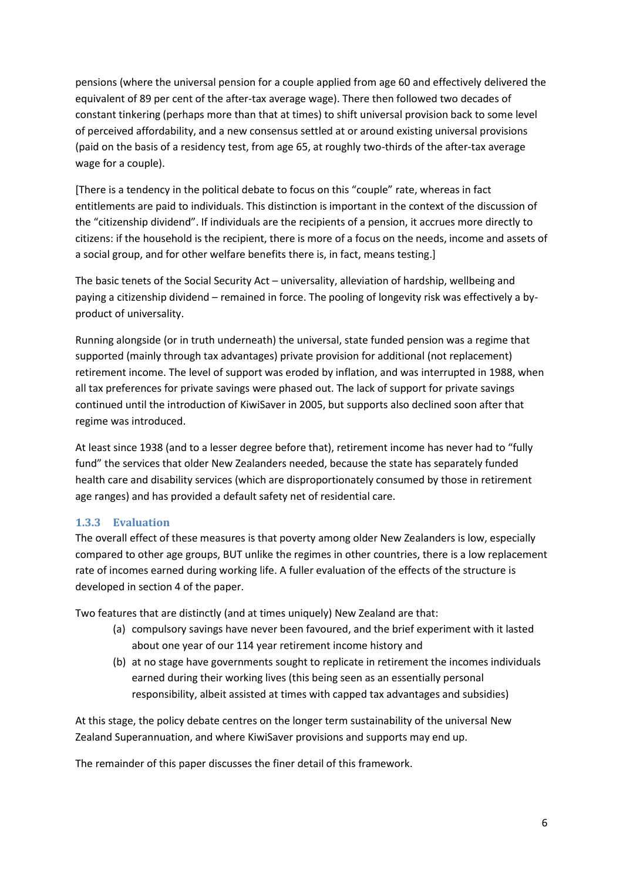pensions (where the universal pension for a couple applied from age 60 and effectively delivered the equivalent of 89 per cent of the after-tax average wage). There then followed two decades of constant tinkering (perhaps more than that at times) to shift universal provision back to some level of perceived affordability, and a new consensus settled at or around existing universal provisions (paid on the basis of a residency test, from age 65, at roughly two-thirds of the after-tax average wage for a couple).

[There is a tendency in the political debate to focus on this "couple" rate, whereas in fact entitlements are paid to individuals. This distinction is important in the context of the discussion of the "citizenship dividend". If individuals are the recipients of a pension, it accrues more directly to citizens: if the household is the recipient, there is more of a focus on the needs, income and assets of a social group, and for other welfare benefits there is, in fact, means testing.]

The basic tenets of the Social Security Act – universality, alleviation of hardship, wellbeing and paying a citizenship dividend – remained in force. The pooling of longevity risk was effectively a by-product of universality.

Running alongside (or in truth underneath) the universal, state funded pension was a regime that supported (mainly through tax advantages) private provision for additional (not replacement) retirement income. The level of support was eroded by inflation, and was interrupted in 1988, when all tax preferences for private savings were phased out. The lack of support for private savings continued until the introduction of KiwiSaver in 2005, but supports also declined soon after that regime was introduced.

At least since 1938 (and to a lesser degree before that), retirement income has never had to "fully fund" the services that older New Zealanders needed, because the state has separately funded health care and disability services (which are disproportionately consumed by those in retirement age ranges) and has provided a default safety net of residential care.

### 1.3.3 Evaluation

The overall effect of these measures is that poverty among older New Zealanders is low, especially compared to other age groups, BUT unlike the regimes in other countries, there is a low replacement rate of incomes earned during working life. A fuller evaluation of the effects of the structure is developed in section 4 of the paper.

Two features that are distinctly (and at times uniquely) New Zealand are that:

(a) compulsory savings have never been favoured, and the brief experiment with it lasted about one year of our 114 year retirement income history and

(b) at no stage have governments sought to replicate in retirement the incomes individuals earned during their working lives (this being seen as an essentially personal responsibility, albeit assisted at times with capped tax advantages and subsidies)

At this stage, the policy debate centres on the longer term sustainability of the universal New Zealand Superannuation, and where KiwiSaver provisions and supports may end up.

The remainder of this paper discusses the finer detail of this framework.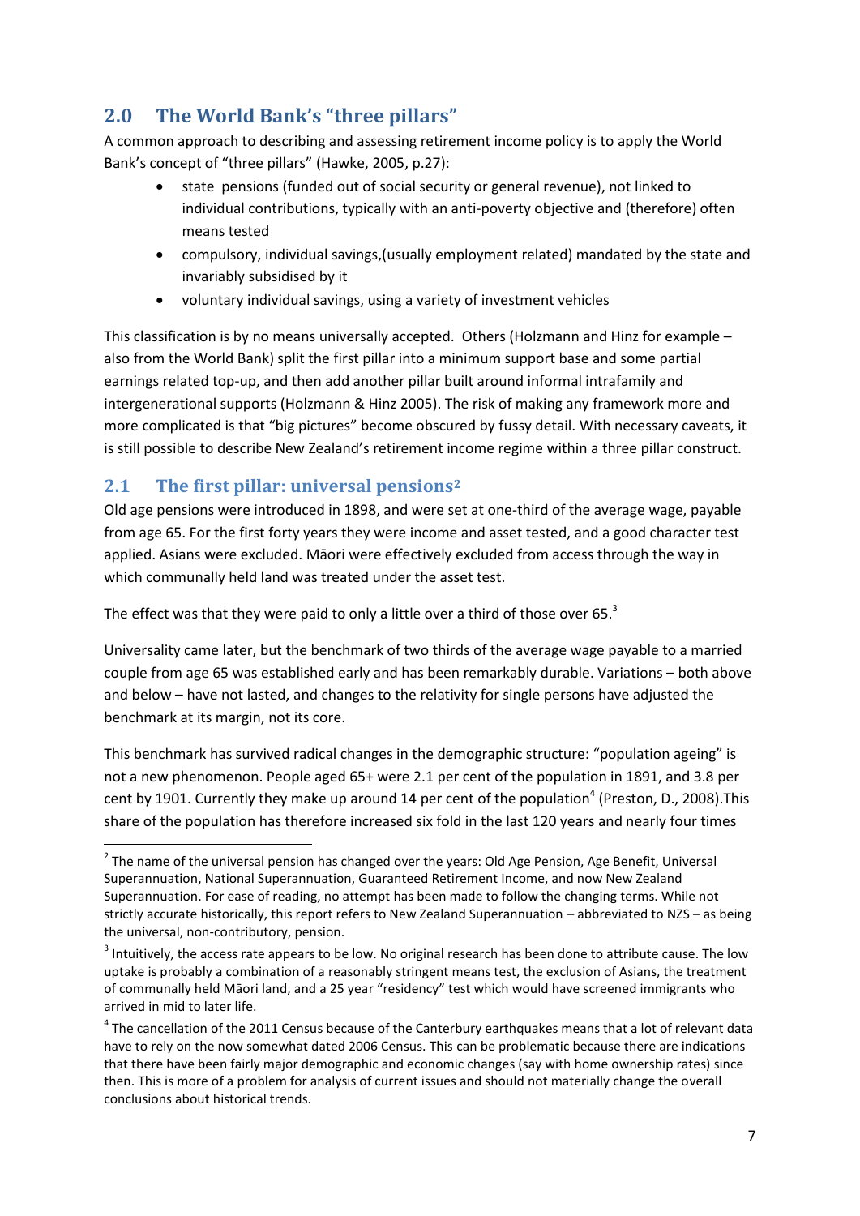## 2.0 The World Bank's "three pillars"

A common approach to describing and assessing retirement income policy is to apply the World Bank's concept of "three pillars" (Hawke, 2005, p.27):

- state pensions (funded out of social security or general revenue), not linked to individual contributions, typically with an anti-poverty objective and (therefore) often means tested
- compulsory, individual savings,(usually employment related) mandated by the state and invariably subsidised by it
- voluntary individual savings, using a variety of investment vehicles

This classification is by no means universally accepted. Others (Holzmann and Hinz for example – also from the World Bank) split the first pillar into a minimum support base and some partial earnings related top-up, and then add another pillar built around informal intrafamily and intergenerational supports (Holzmann & Hinz 2005). The risk of making any framework more and more complicated is that "big pictures" become obscured by fussy detail. With necessary caveats, it is still possible to describe New Zealand's retirement income regime within a three pillar construct.

### 2.1 The first pillar: universal pensions[2]

Old age pensions were introduced in 1898, and were set at one-third of the average wage, payable from age 65. For the first forty years they were income and asset tested, and a good character test applied. Asians were excluded. Māori were effectively excluded from access through the way in which communally held land was treated under the asset test.

The effect was that they were paid to only a little over a third of those over 65.[3]

Universality came later, but the benchmark of two thirds of the average wage payable to a married couple from age 65 was established early and has been remarkably durable. Variations – both above and below – have not lasted, and changes to the relativity for single persons have adjusted the benchmark at its margin, not its core.

This benchmark has survived radical changes in the demographic structure: "population ageing" is not a new phenomenon. People aged 65+ were 2.1 per cent of the population in 1891, and 3.8 per cent by 1901. Currently they make up around 14 per cent of the population[4] (Preston, D., 2008).This share of the population has therefore increased six fold in the last 120 years and nearly four times

---

[2] The name of the universal pension has changed over the years: Old Age Pension, Age Benefit, Universal Superannuation, National Superannuation, Guaranteed Retirement Income, and now New Zealand Superannuation. For ease of reading, no attempt has been made to follow the changing terms. While not strictly accurate historically, this report refers to New Zealand Superannuation – abbreviated to NZS – as being the universal, non-contributory, pension.

[3] Intuitively, the access rate appears to be low. No original research has been done to attribute cause. The low uptake is probably a combination of a reasonably stringent means test, the exclusion of Asians, the treatment of communally held Māori land, and a 25 year "residency" test which would have screened immigrants who arrived in mid to later life.

[4] The cancellation of the 2011 Census because of the Canterbury earthquakes means that a lot of relevant data have to rely on the now somewhat dated 2006 Census. This can be problematic because there are indications that there have been fairly major demographic and economic changes (say with home ownership rates) since then. This is more of a problem for analysis of current issues and should not materially change the overall conclusions about historical trends.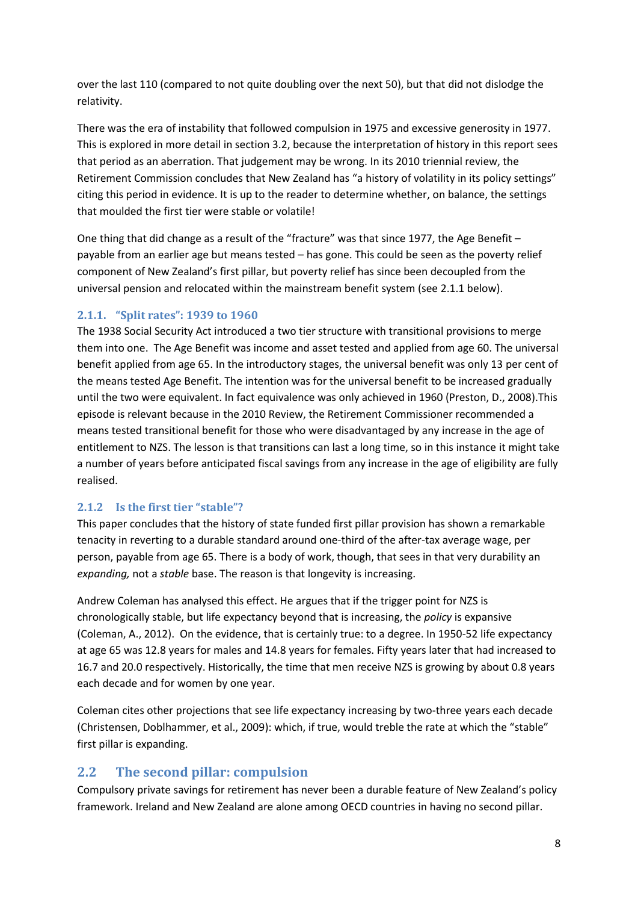over the last 110 (compared to not quite doubling over the next 50), but that did not dislodge the relativity.

There was the era of instability that followed compulsion in 1975 and excessive generosity in 1977. This is explored in more detail in section 3.2, because the interpretation of history in this report sees that period as an aberration. That judgement may be wrong. In its 2010 triennial review, the Retirement Commission concludes that New Zealand has "a history of volatility in its policy settings" citing this period in evidence. It is up to the reader to determine whether, on balance, the settings that moulded the first tier were stable or volatile!

One thing that did change as a result of the "fracture" was that since 1977, the Age Benefit – payable from an earlier age but means tested – has gone. This could be seen as the poverty relief component of New Zealand's first pillar, but poverty relief has since been decoupled from the universal pension and relocated within the mainstream benefit system (see 2.1.1 below).

### 2.1.1. "Split rates": 1939 to 1960

The 1938 Social Security Act introduced a two tier structure with transitional provisions to merge them into one. The Age Benefit was income and asset tested and applied from age 60. The universal benefit applied from age 65. In the introductory stages, the universal benefit was only 13 per cent of the means tested Age Benefit. The intention was for the universal benefit to be increased gradually until the two were equivalent. In fact equivalence was only achieved in 1960 (Preston, D., 2008).This episode is relevant because in the 2010 Review, the Retirement Commissioner recommended a means tested transitional benefit for those who were disadvantaged by any increase in the age of entitlement to NZS. The lesson is that transitions can last a long time, so in this instance it might take a number of years before anticipated fiscal savings from any increase in the age of eligibility are fully realised.

### 2.1.2 Is the first tier "stable"?

This paper concludes that the history of state funded first pillar provision has shown a remarkable tenacity in reverting to a durable standard around one-third of the after-tax average wage, per person, payable from age 65. There is a body of work, though, that sees in that very durability an *expanding,* not a *stable* base. The reason is that longevity is increasing.

Andrew Coleman has analysed this effect. He argues that if the trigger point for NZS is chronologically stable, but life expectancy beyond that is increasing, the *policy* is expansive (Coleman, A., 2012). On the evidence, that is certainly true: to a degree. In 1950-52 life expectancy at age 65 was 12.8 years for males and 14.8 years for females. Fifty years later that had increased to 16.7 and 20.0 respectively. Historically, the time that men receive NZS is growing by about 0.8 years each decade and for women by one year.

Coleman cites other projections that see life expectancy increasing by two-three years each decade (Christensen, Doblhammer, et al., 2009): which, if true, would treble the rate at which the "stable" first pillar is expanding.

## 2.2 The second pillar: compulsion

Compulsory private savings for retirement has never been a durable feature of New Zealand's policy framework. Ireland and New Zealand are alone among OECD countries in having no second pillar.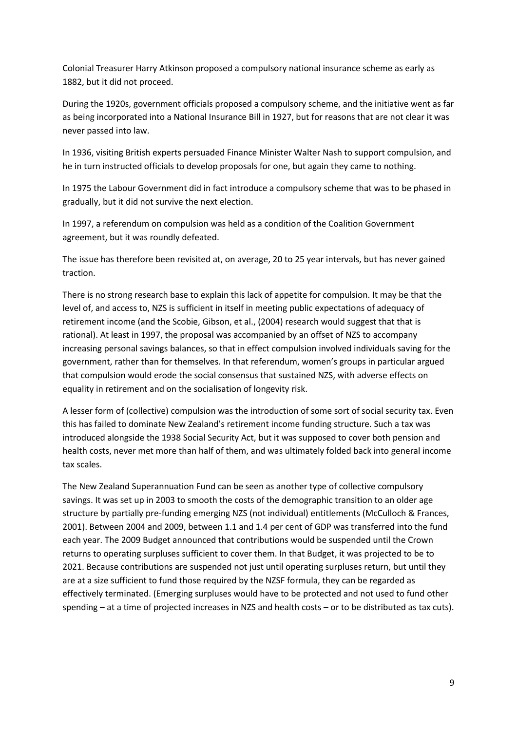Colonial Treasurer Harry Atkinson proposed a compulsory national insurance scheme as early as 1882, but it did not proceed.

During the 1920s, government officials proposed a compulsory scheme, and the initiative went as far as being incorporated into a National Insurance Bill in 1927, but for reasons that are not clear it was never passed into law.

In 1936, visiting British experts persuaded Finance Minister Walter Nash to support compulsion, and he in turn instructed officials to develop proposals for one, but again they came to nothing.

In 1975 the Labour Government did in fact introduce a compulsory scheme that was to be phased in gradually, but it did not survive the next election.

In 1997, a referendum on compulsion was held as a condition of the Coalition Government agreement, but it was roundly defeated.

The issue has therefore been revisited at, on average, 20 to 25 year intervals, but has never gained traction.

There is no strong research base to explain this lack of appetite for compulsion. It may be that the level of, and access to, NZS is sufficient in itself in meeting public expectations of adequacy of retirement income (and the Scobie, Gibson, et al., (2004) research would suggest that that is rational). At least in 1997, the proposal was accompanied by an offset of NZS to accompany increasing personal savings balances, so that in effect compulsion involved individuals saving for the government, rather than for themselves. In that referendum, women's groups in particular argued that compulsion would erode the social consensus that sustained NZS, with adverse effects on equality in retirement and on the socialisation of longevity risk.

A lesser form of (collective) compulsion was the introduction of some sort of social security tax. Even this has failed to dominate New Zealand's retirement income funding structure. Such a tax was introduced alongside the 1938 Social Security Act, but it was supposed to cover both pension and health costs, never met more than half of them, and was ultimately folded back into general income tax scales.

The New Zealand Superannuation Fund can be seen as another type of collective compulsory savings. It was set up in 2003 to smooth the costs of the demographic transition to an older age structure by partially pre-funding emerging NZS (not individual) entitlements (McCulloch & Frances, 2001). Between 2004 and 2009, between 1.1 and 1.4 per cent of GDP was transferred into the fund each year. The 2009 Budget announced that contributions would be suspended until the Crown returns to operating surpluses sufficient to cover them. In that Budget, it was projected to be to 2021. Because contributions are suspended not just until operating surpluses return, but until they are at a size sufficient to fund those required by the NZSF formula, they can be regarded as effectively terminated. (Emerging surpluses would have to be protected and not used to fund other spending – at a time of projected increases in NZS and health costs – or to be distributed as tax cuts).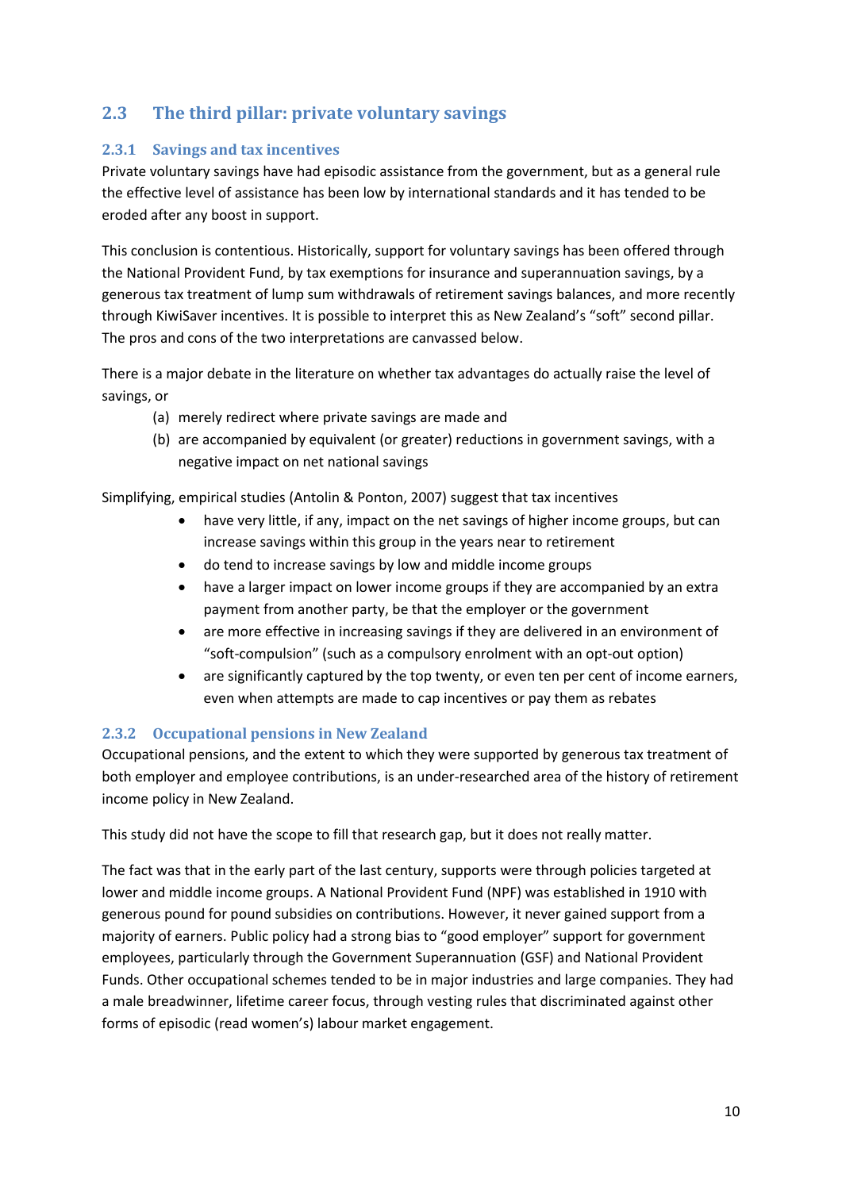## 2.3 The third pillar: private voluntary savings

### 2.3.1 Savings and tax incentives

Private voluntary savings have had episodic assistance from the government, but as a general rule the effective level of assistance has been low by international standards and it has tended to be eroded after any boost in support.

This conclusion is contentious. Historically, support for voluntary savings has been offered through the National Provident Fund, by tax exemptions for insurance and superannuation savings, by a generous tax treatment of lump sum withdrawals of retirement savings balances, and more recently through KiwiSaver incentives. It is possible to interpret this as New Zealand's "soft" second pillar. The pros and cons of the two interpretations are canvassed below.

There is a major debate in the literature on whether tax advantages do actually raise the level of savings, or

(a) merely redirect where private savings are made and

(b) are accompanied by equivalent (or greater) reductions in government savings, with a negative impact on net national savings

Simplifying, empirical studies (Antolin & Ponton, 2007) suggest that tax incentives

- have very little, if any, impact on the net savings of higher income groups, but can increase savings within this group in the years near to retirement
- do tend to increase savings by low and middle income groups
- have a larger impact on lower income groups if they are accompanied by an extra payment from another party, be that the employer or the government
- are more effective in increasing savings if they are delivered in an environment of "soft-compulsion" (such as a compulsory enrolment with an opt-out option)
- are significantly captured by the top twenty, or even ten per cent of income earners, even when attempts are made to cap incentives or pay them as rebates

### 2.3.2 Occupational pensions in New Zealand

Occupational pensions, and the extent to which they were supported by generous tax treatment of both employer and employee contributions, is an under-researched area of the history of retirement income policy in New Zealand.

This study did not have the scope to fill that research gap, but it does not really matter.

The fact was that in the early part of the last century, supports were through policies targeted at lower and middle income groups. A National Provident Fund (NPF) was established in 1910 with generous pound for pound subsidies on contributions. However, it never gained support from a majority of earners. Public policy had a strong bias to "good employer" support for government employees, particularly through the Government Superannuation (GSF) and National Provident Funds. Other occupational schemes tended to be in major industries and large companies. They had a male breadwinner, lifetime career focus, through vesting rules that discriminated against other forms of episodic (read women's) labour market engagement.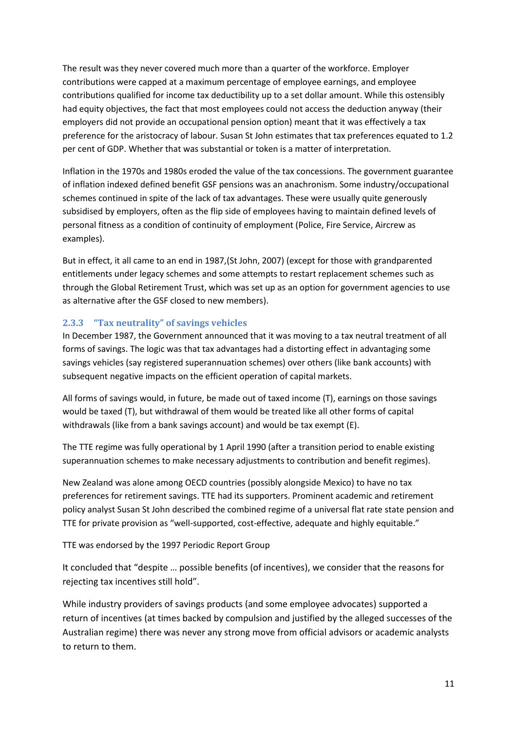The result was they never covered much more than a quarter of the workforce. Employer contributions were capped at a maximum percentage of employee earnings, and employee contributions qualified for income tax deductibility up to a set dollar amount. While this ostensibly had equity objectives, the fact that most employees could not access the deduction anyway (their employers did not provide an occupational pension option) meant that it was effectively a tax preference for the aristocracy of labour. Susan St John estimates that tax preferences equated to 1.2 per cent of GDP. Whether that was substantial or token is a matter of interpretation.

Inflation in the 1970s and 1980s eroded the value of the tax concessions. The government guarantee of inflation indexed defined benefit GSF pensions was an anachronism. Some industry/occupational schemes continued in spite of the lack of tax advantages. These were usually quite generously subsidised by employers, often as the flip side of employees having to maintain defined levels of personal fitness as a condition of continuity of employment (Police, Fire Service, Aircrew as examples).

But in effect, it all came to an end in 1987,(St John, 2007) (except for those with grandparented entitlements under legacy schemes and some attempts to restart replacement schemes such as through the Global Retirement Trust, which was set up as an option for government agencies to use as alternative after the GSF closed to new members).

### 2.3.3 "Tax neutrality" of savings vehicles

In December 1987, the Government announced that it was moving to a tax neutral treatment of all forms of savings. The logic was that tax advantages had a distorting effect in advantaging some savings vehicles (say registered superannuation schemes) over others (like bank accounts) with subsequent negative impacts on the efficient operation of capital markets.

All forms of savings would, in future, be made out of taxed income (T), earnings on those savings would be taxed (T), but withdrawal of them would be treated like all other forms of capital withdrawals (like from a bank savings account) and would be tax exempt (E).

The TTE regime was fully operational by 1 April 1990 (after a transition period to enable existing superannuation schemes to make necessary adjustments to contribution and benefit regimes).

New Zealand was alone among OECD countries (possibly alongside Mexico) to have no tax preferences for retirement savings. TTE had its supporters. Prominent academic and retirement policy analyst Susan St John described the combined regime of a universal flat rate state pension and TTE for private provision as "well-supported, cost-effective, adequate and highly equitable."

TTE was endorsed by the 1997 Periodic Report Group

It concluded that "despite … possible benefits (of incentives), we consider that the reasons for rejecting tax incentives still hold".

While industry providers of savings products (and some employee advocates) supported a return of incentives (at times backed by compulsion and justified by the alleged successes of the Australian regime) there was never any strong move from official advisors or academic analysts to return to them.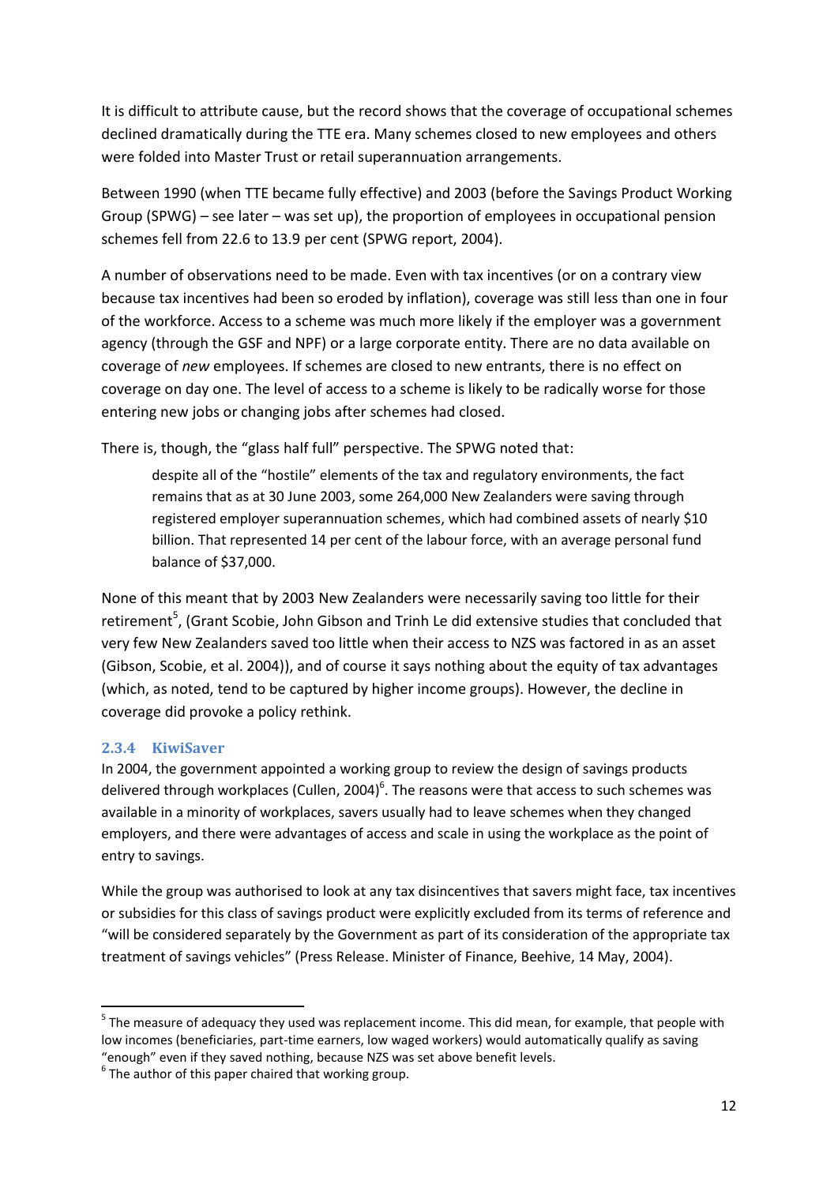It is difficult to attribute cause, but the record shows that the coverage of occupational schemes declined dramatically during the TTE era. Many schemes closed to new employees and others were folded into Master Trust or retail superannuation arrangements.

Between 1990 (when TTE became fully effective) and 2003 (before the Savings Product Working Group (SPWG) – see later – was set up), the proportion of employees in occupational pension schemes fell from 22.6 to 13.9 per cent (SPWG report, 2004).

A number of observations need to be made. Even with tax incentives (or on a contrary view because tax incentives had been so eroded by inflation), coverage was still less than one in four of the workforce. Access to a scheme was much more likely if the employer was a government agency (through the GSF and NPF) or a large corporate entity. There are no data available on coverage of *new* employees. If schemes are closed to new entrants, there is no effect on coverage on day one. The level of access to a scheme is likely to be radically worse for those entering new jobs or changing jobs after schemes had closed.

There is, though, the "glass half full" perspective. The SPWG noted that:

> despite all of the "hostile" elements of the tax and regulatory environments, the fact remains that as at 30 June 2003, some 264,000 New Zealanders were saving through registered employer superannuation schemes, which had combined assets of nearly $10 billion. That represented 14 per cent of the labour force, with an average personal fund balance of $37,000.

None of this meant that by 2003 New Zealanders were necessarily saving too little for their retirement[5], (Grant Scobie, John Gibson and Trinh Le did extensive studies that concluded that very few New Zealanders saved too little when their access to NZS was factored in as an asset (Gibson, Scobie, et al. 2004)), and of course it says nothing about the equity of tax advantages (which, as noted, tend to be captured by higher income groups). However, the decline in coverage did provoke a policy rethink.

### 2.3.4 KiwiSaver

In 2004, the government appointed a working group to review the design of savings products delivered through workplaces (Cullen, 2004)[6]. The reasons were that access to such schemes was available in a minority of workplaces, savers usually had to leave schemes when they changed employers, and there were advantages of access and scale in using the workplace as the point of entry to savings.

While the group was authorised to look at any tax disincentives that savers might face, tax incentives or subsidies for this class of savings product were explicitly excluded from its terms of reference and "will be considered separately by the Government as part of its consideration of the appropriate tax treatment of savings vehicles" (Press Release. Minister of Finance, Beehive, 14 May, 2004).

---

[5] The measure of adequacy they used was replacement income. This did mean, for example, that people with low incomes (beneficiaries, part-time earners, low waged workers) would automatically qualify as saving "enough" even if they saved nothing, because NZS was set above benefit levels.

[6] The author of this paper chaired that working group.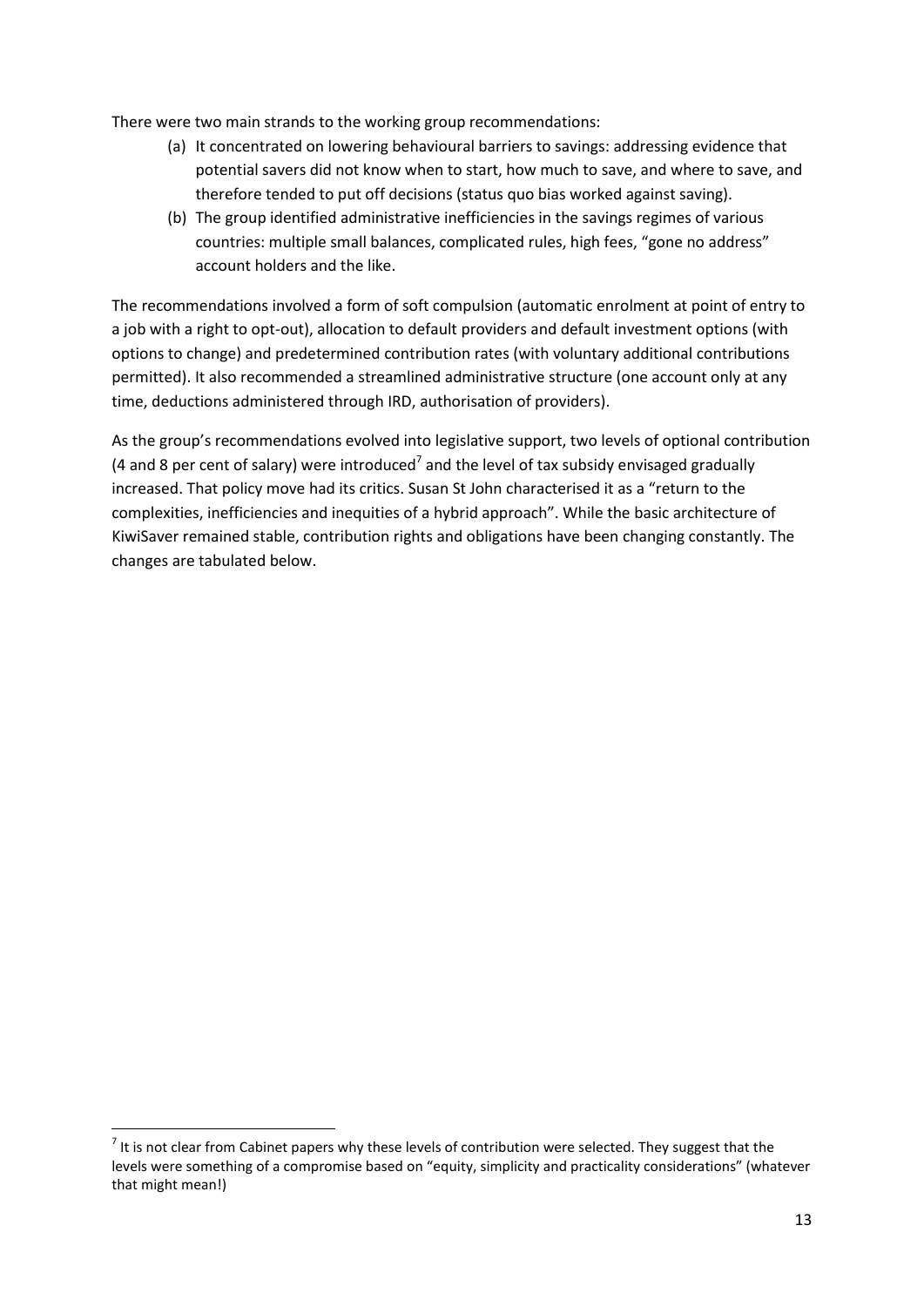There were two main strands to the working group recommendations:

(a) It concentrated on lowering behavioural barriers to savings: addressing evidence that potential savers did not know when to start, how much to save, and where to save, and therefore tended to put off decisions (status quo bias worked against saving).

(b) The group identified administrative inefficiencies in the savings regimes of various countries: multiple small balances, complicated rules, high fees, "gone no address" account holders and the like.

The recommendations involved a form of soft compulsion (automatic enrolment at point of entry to a job with a right to opt-out), allocation to default providers and default investment options (with options to change) and predetermined contribution rates (with voluntary additional contributions permitted). It also recommended a streamlined administrative structure (one account only at any time, deductions administered through IRD, authorisation of providers).

As the group's recommendations evolved into legislative support, two levels of optional contribution (4 and 8 per cent of salary) were introduced[7] and the level of tax subsidy envisaged gradually increased. That policy move had its critics. Susan St John characterised it as a "return to the complexities, inefficiencies and inequities of a hybrid approach". While the basic architecture of KiwiSaver remained stable, contribution rights and obligations have been changing constantly. The changes are tabulated below.

[7] It is not clear from Cabinet papers why these levels of contribution were selected. They suggest that the levels were something of a compromise based on "equity, simplicity and practicality considerations" (whatever that might mean!)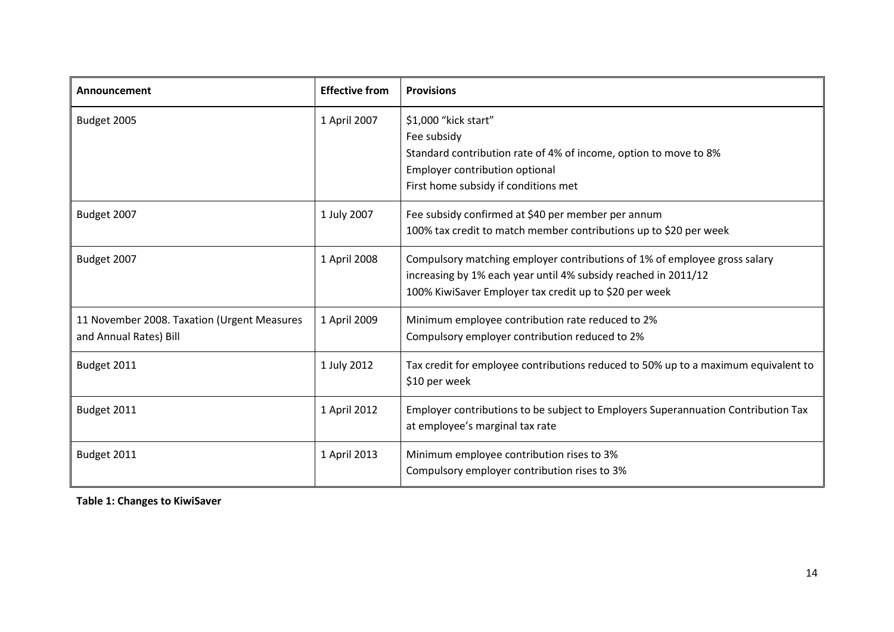| Announcement | Effective from | Provisions |
|---|---|---|
| Budget 2005 | 1 April 2007 | $1,000 “kick start”<br>Fee subsidy<br>Standard contribution rate of 4% of income, option to move to 8%<br>Employer contribution optional<br>First home subsidy if conditions met |
| Budget 2007 | 1 July 2007 | Fee subsidy confirmed at $40 per member per annum<br>100% tax credit to match member contributions up to $20 per week |
| Budget 2007 | 1 April 2008 | Compulsory matching employer contributions of 1% of employee gross salary increasing by 1% each year until 4% subsidy reached in 2011/12<br>100% KiwiSaver Employer tax credit up to $20 per week |
| 11 November 2008. Taxation (Urgent Measures and Annual Rates) Bill | 1 April 2009 | Minimum employee contribution rate reduced to 2%<br>Compulsory employer contribution reduced to 2% |
| Budget 2011 | 1 July 2012 | Tax credit for employee contributions reduced to 50% up to a maximum equivalent to $10 per week |
| Budget 2011 | 1 April 2012 | Employer contributions to be subject to Employers Superannuation Contribution Tax at employee’s marginal tax rate |
| Budget 2011 | 1 April 2013 | Minimum employee contribution rises to 3%<br>Compulsory employer contribution rises to 3% |

**Table 1: Changes to KiwiSaver**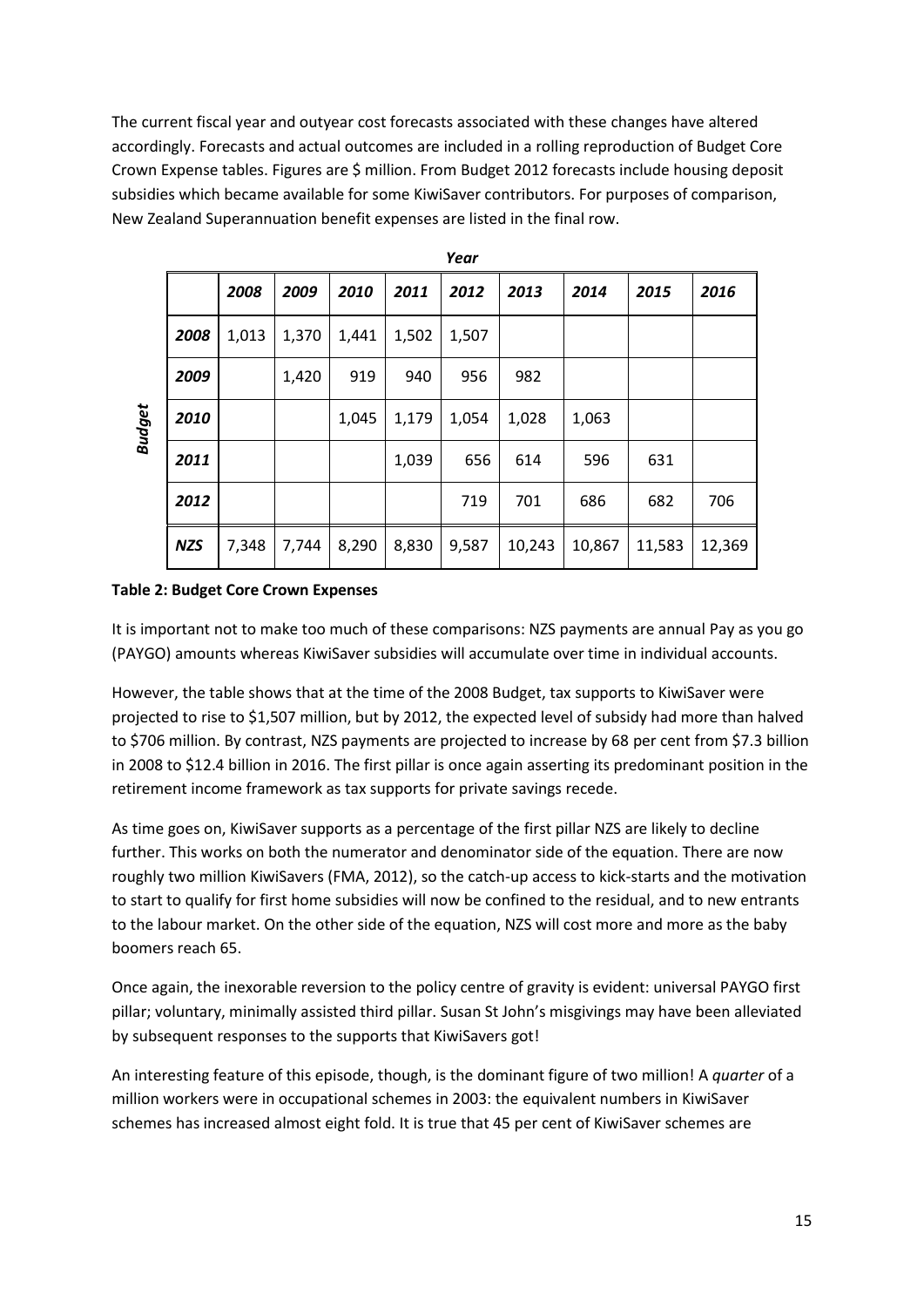The current fiscal year and outyear cost forecasts associated with these changes have altered accordingly. Forecasts and actual outcomes are included in a rolling reproduction of Budget Core Crown Expense tables. Figures are $ million. From Budget 2012 forecasts include housing deposit subsidies which became available for some KiwiSaver contributors. For purposes of comparison, New Zealand Superannuation benefit expenses are listed in the final row.

| | | ***Year*** | | | | | | | | |
|---|---|---|---|---|---|---|---|---|---|---|
| | | ***2008*** | ***2009*** | ***2010*** | ***2011*** | ***2012*** | ***2013*** | ***2014*** | ***2015*** | ***2016*** |
| ***Budget*** | ***2008*** | 1,013 | 1,370 | 1,441 | 1,502 | 1,507 | | | | |
| | ***2009*** | | 1,420 | 919 | 940 | 956 | 982 | | | |
| | ***2010*** | | | 1,045 | 1,179 | 1,054 | 1,028 | 1,063 | | |
| | ***2011*** | | | | 1,039 | 656 | 614 | 596 | 631 | |
| | ***2012*** | | | | | 719 | 701 | 686 | 682 | 706 |
| | ***NZS*** | 7,348 | 7,744 | 8,290 | 8,830 | 9,587 | 10,243 | 10,867 | 11,583 | 12,369 |

**Table 2: Budget Core Crown Expenses**

It is important not to make too much of these comparisons: NZS payments are annual Pay as you go (PAYGO) amounts whereas KiwiSaver subsidies will accumulate over time in individual accounts.

However, the table shows that at the time of the 2008 Budget, tax supports to KiwiSaver were projected to rise to $1,507 million, but by 2012, the expected level of subsidy had more than halved to $706 million. By contrast, NZS payments are projected to increase by 68 per cent from $7.3 billion in 2008 to $12.4 billion in 2016. The first pillar is once again asserting its predominant position in the retirement income framework as tax supports for private savings recede.

As time goes on, KiwiSaver supports as a percentage of the first pillar NZS are likely to decline further. This works on both the numerator and denominator side of the equation. There are now roughly two million KiwiSavers (FMA, 2012), so the catch-up access to kick-starts and the motivation to start to qualify for first home subsidies will now be confined to the residual, and to new entrants to the labour market. On the other side of the equation, NZS will cost more and more as the baby boomers reach 65.

Once again, the inexorable reversion to the policy centre of gravity is evident: universal PAYGO first pillar; voluntary, minimally assisted third pillar. Susan St John's misgivings may have been alleviated by subsequent responses to the supports that KiwiSavers got!

An interesting feature of this episode, though, is the dominant figure of two million! A *quarter* of a million workers were in occupational schemes in 2003: the equivalent numbers in KiwiSaver schemes has increased almost eight fold. It is true that 45 per cent of KiwiSaver schemes are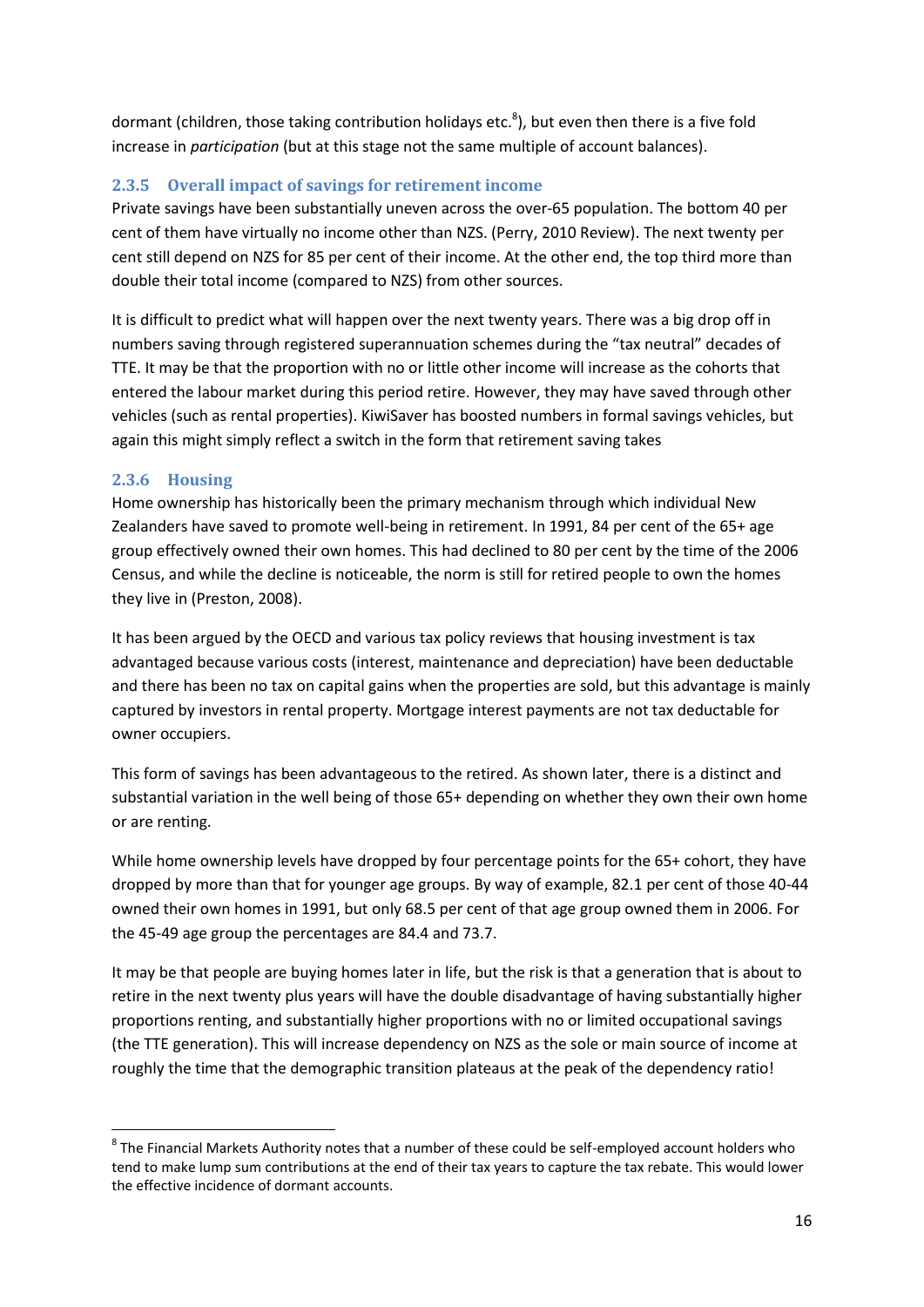dormant (children, those taking contribution holidays etc.[8]), but even then there is a five fold increase in *participation* (but at this stage not the same multiple of account balances).

### 2.3.5 Overall impact of savings for retirement income

Private savings have been substantially uneven across the over-65 population. The bottom 40 per cent of them have virtually no income other than NZS. (Perry, 2010 Review). The next twenty per cent still depend on NZS for 85 per cent of their income. At the other end, the top third more than double their total income (compared to NZS) from other sources.

It is difficult to predict what will happen over the next twenty years. There was a big drop off in numbers saving through registered superannuation schemes during the "tax neutral" decades of TTE. It may be that the proportion with no or little other income will increase as the cohorts that entered the labour market during this period retire. However, they may have saved through other vehicles (such as rental properties). KiwiSaver has boosted numbers in formal savings vehicles, but again this might simply reflect a switch in the form that retirement saving takes

### 2.3.6 Housing

Home ownership has historically been the primary mechanism through which individual New Zealanders have saved to promote well-being in retirement. In 1991, 84 per cent of the 65+ age group effectively owned their own homes. This had declined to 80 per cent by the time of the 2006 Census, and while the decline is noticeable, the norm is still for retired people to own the homes they live in (Preston, 2008).

It has been argued by the OECD and various tax policy reviews that housing investment is tax advantaged because various costs (interest, maintenance and depreciation) have been deductable and there has been no tax on capital gains when the properties are sold, but this advantage is mainly captured by investors in rental property. Mortgage interest payments are not tax deductable for owner occupiers.

This form of savings has been advantageous to the retired. As shown later, there is a distinct and substantial variation in the well being of those 65+ depending on whether they own their own home or are renting.

While home ownership levels have dropped by four percentage points for the 65+ cohort, they have dropped by more than that for younger age groups. By way of example, 82.1 per cent of those 40-44 owned their own homes in 1991, but only 68.5 per cent of that age group owned them in 2006. For the 45-49 age group the percentages are 84.4 and 73.7.

It may be that people are buying homes later in life, but the risk is that a generation that is about to retire in the next twenty plus years will have the double disadvantage of having substantially higher proportions renting, and substantially higher proportions with no or limited occupational savings (the TTE generation). This will increase dependency on NZS as the sole or main source of income at roughly the time that the demographic transition plateaus at the peak of the dependency ratio!

---

[8] The Financial Markets Authority notes that a number of these could be self-employed account holders who tend to make lump sum contributions at the end of their tax years to capture the tax rebate. This would lower the effective incidence of dormant accounts.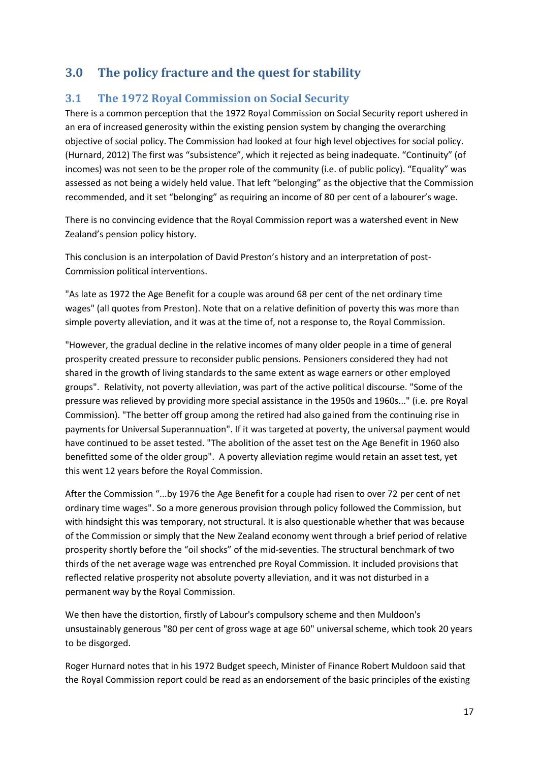# 3.0 The policy fracture and the quest for stability

## 3.1 The 1972 Royal Commission on Social Security

There is a common perception that the 1972 Royal Commission on Social Security report ushered in an era of increased generosity within the existing pension system by changing the overarching objective of social policy. The Commission had looked at four high level objectives for social policy. (Hurnard, 2012) The first was "subsistence", which it rejected as being inadequate. "Continuity" (of incomes) was not seen to be the proper role of the community (i.e. of public policy). "Equality" was assessed as not being a widely held value. That left "belonging" as the objective that the Commission recommended, and it set "belonging" as requiring an income of 80 per cent of a labourer's wage.

There is no convincing evidence that the Royal Commission report was a watershed event in New Zealand's pension policy history.

This conclusion is an interpolation of David Preston's history and an interpretation of post-Commission political interventions.

"As late as 1972 the Age Benefit for a couple was around 68 per cent of the net ordinary time wages" (all quotes from Preston). Note that on a relative definition of poverty this was more than simple poverty alleviation, and it was at the time of, not a response to, the Royal Commission.

"However, the gradual decline in the relative incomes of many older people in a time of general prosperity created pressure to reconsider public pensions. Pensioners considered they had not shared in the growth of living standards to the same extent as wage earners or other employed groups". Relativity, not poverty alleviation, was part of the active political discourse. "Some of the pressure was relieved by providing more special assistance in the 1950s and 1960s..." (i.e. pre Royal Commission). "The better off group among the retired had also gained from the continuing rise in payments for Universal Superannuation". If it was targeted at poverty, the universal payment would have continued to be asset tested. "The abolition of the asset test on the Age Benefit in 1960 also benefitted some of the older group". A poverty alleviation regime would retain an asset test, yet this went 12 years before the Royal Commission.

After the Commission "...by 1976 the Age Benefit for a couple had risen to over 72 per cent of net ordinary time wages". So a more generous provision through policy followed the Commission, but with hindsight this was temporary, not structural. It is also questionable whether that was because of the Commission or simply that the New Zealand economy went through a brief period of relative prosperity shortly before the "oil shocks" of the mid-seventies. The structural benchmark of two thirds of the net average wage was entrenched pre Royal Commission. It included provisions that reflected relative prosperity not absolute poverty alleviation, and it was not disturbed in a permanent way by the Royal Commission.

We then have the distortion, firstly of Labour's compulsory scheme and then Muldoon's unsustainably generous "80 per cent of gross wage at age 60" universal scheme, which took 20 years to be disgorged.

Roger Hurnard notes that in his 1972 Budget speech, Minister of Finance Robert Muldoon said that the Royal Commission report could be read as an endorsement of the basic principles of the existing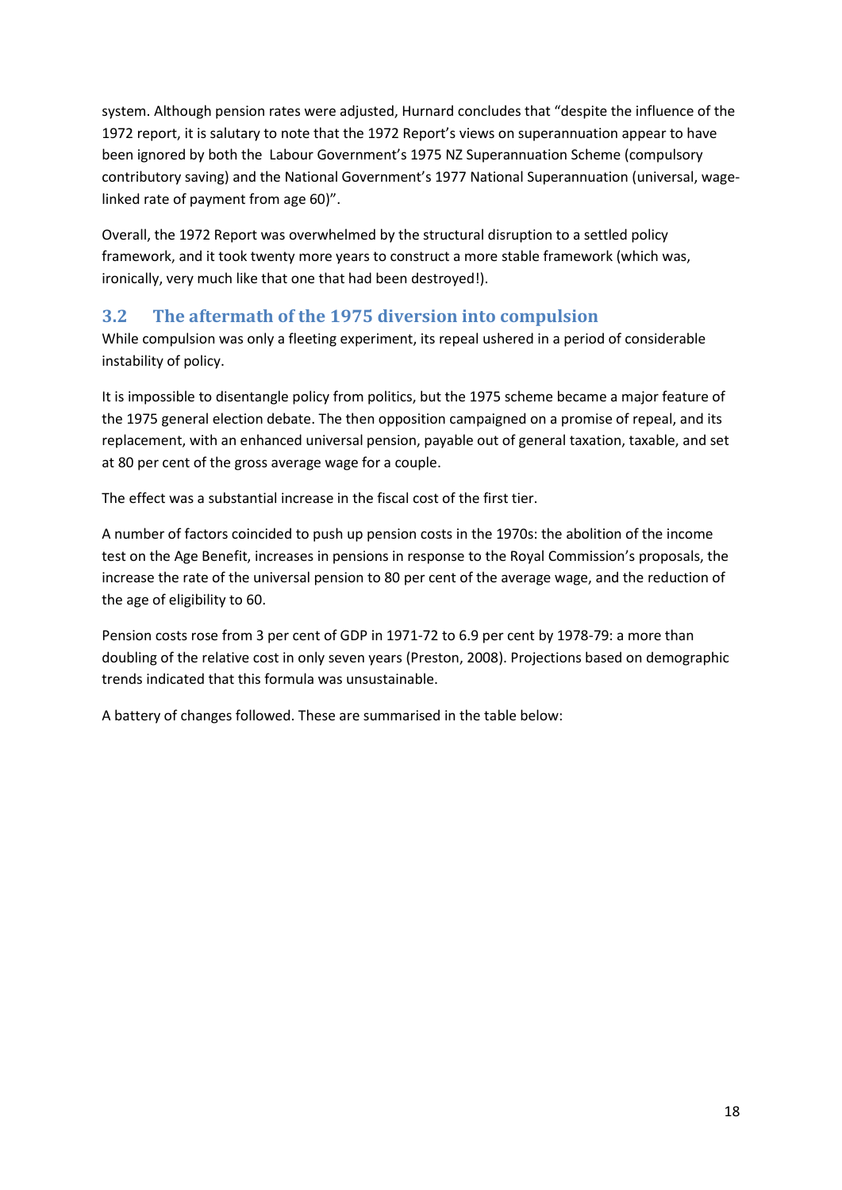system. Although pension rates were adjusted, Hurnard concludes that "despite the influence of the 1972 report, it is salutary to note that the 1972 Report's views on superannuation appear to have been ignored by both the  Labour Government's 1975 NZ Superannuation Scheme (compulsory contributory saving) and the National Government's 1977 National Superannuation (universal, wage-linked rate of payment from age 60)".

Overall, the 1972 Report was overwhelmed by the structural disruption to a settled policy framework, and it took twenty more years to construct a more stable framework (which was, ironically, very much like that one that had been destroyed!).

## 3.2 The aftermath of the 1975 diversion into compulsion

While compulsion was only a fleeting experiment, its repeal ushered in a period of considerable instability of policy.

It is impossible to disentangle policy from politics, but the 1975 scheme became a major feature of the 1975 general election debate. The then opposition campaigned on a promise of repeal, and its replacement, with an enhanced universal pension, payable out of general taxation, taxable, and set at 80 per cent of the gross average wage for a couple.

The effect was a substantial increase in the fiscal cost of the first tier.

A number of factors coincided to push up pension costs in the 1970s: the abolition of the income test on the Age Benefit, increases in pensions in response to the Royal Commission's proposals, the increase the rate of the universal pension to 80 per cent of the average wage, and the reduction of the age of eligibility to 60.

Pension costs rose from 3 per cent of GDP in 1971-72 to 6.9 per cent by 1978-79: a more than doubling of the relative cost in only seven years (Preston, 2008). Projections based on demographic trends indicated that this formula was unsustainable.

A battery of changes followed. These are summarised in the table below: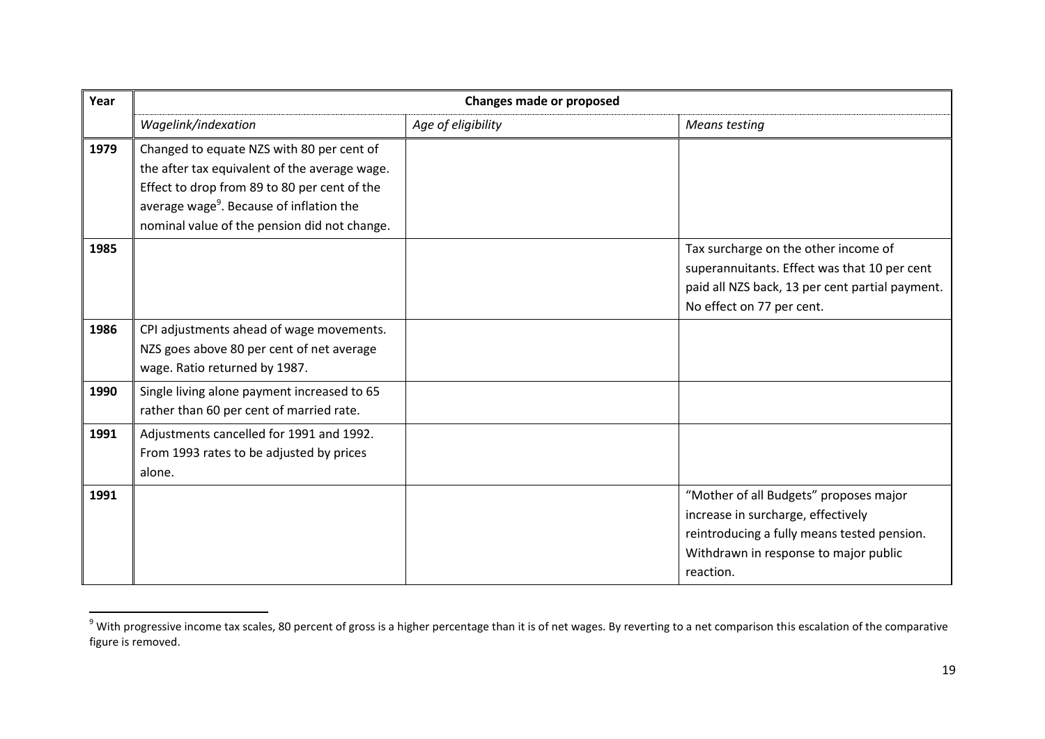| Year | Changes made or proposed | | |
|---|---|---|---|
| | *Wagelink/indexation* | *Age of eligibility* | *Means testing* |
| **1979** | Changed to equate NZS with 80 per cent of the after tax equivalent of the average wage. Effect to drop from 89 to 80 per cent of the average wage[9]. Because of inflation the nominal value of the pension did not change. | | |
| **1985** | | | Tax surcharge on the other income of superannuitants. Effect was that 10 per cent paid all NZS back, 13 per cent partial payment. No effect on 77 per cent. |
| **1986** | CPI adjustments ahead of wage movements. NZS goes above 80 per cent of net average wage. Ratio returned by 1987. | | |
| **1990** | Single living alone payment increased to 65 rather than 60 per cent of married rate. | | |
| **1991** | Adjustments cancelled for 1991 and 1992. From 1993 rates to be adjusted by prices alone. | | |
| **1991** | | | "Mother of all Budgets" proposes major increase in surcharge, effectively reintroducing a fully means tested pension. Withdrawn in response to major public reaction. |

[9] With progressive income tax scales, 80 percent of gross is a higher percentage than it is of net wages. By reverting to a net comparison this escalation of the comparative figure is removed.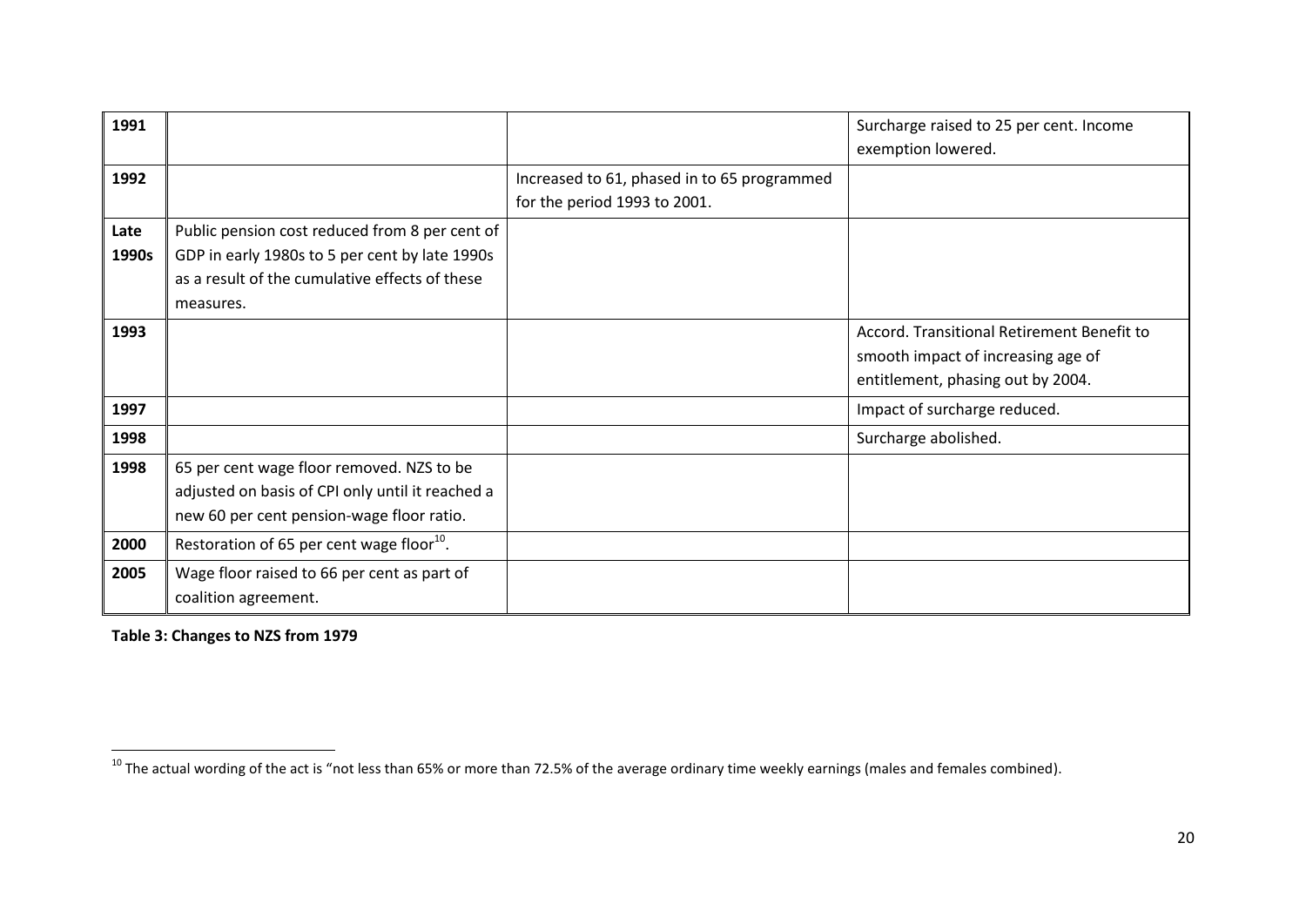| | | | |
|---|---|---|---|
| **1991** | | | Surcharge raised to 25 per cent. Income exemption lowered. |
| **1992** | | Increased to 61, phased in to 65 programmed for the period 1993 to 2001. | |
| **Late 1990s** | Public pension cost reduced from 8 per cent of GDP in early 1980s to 5 per cent by late 1990s as a result of the cumulative effects of these measures. | | |
| **1993** | | | Accord. Transitional Retirement Benefit to smooth impact of increasing age of entitlement, phasing out by 2004. |
| **1997** | | | Impact of surcharge reduced. |
| **1998** | | | Surcharge abolished. |
| **1998** | 65 per cent wage floor removed. NZS to be adjusted on basis of CPI only until it reached a new 60 per cent pension-wage floor ratio. | | |
| **2000** | Restoration of 65 per cent wage floor[10]. | | |
| **2005** | Wage floor raised to 66 per cent as part of coalition agreement. | | |

**Table 3: Changes to NZS from 1979**

[10] The actual wording of the act is "not less than 65% or more than 72.5% of the average ordinary time weekly earnings (males and females combined).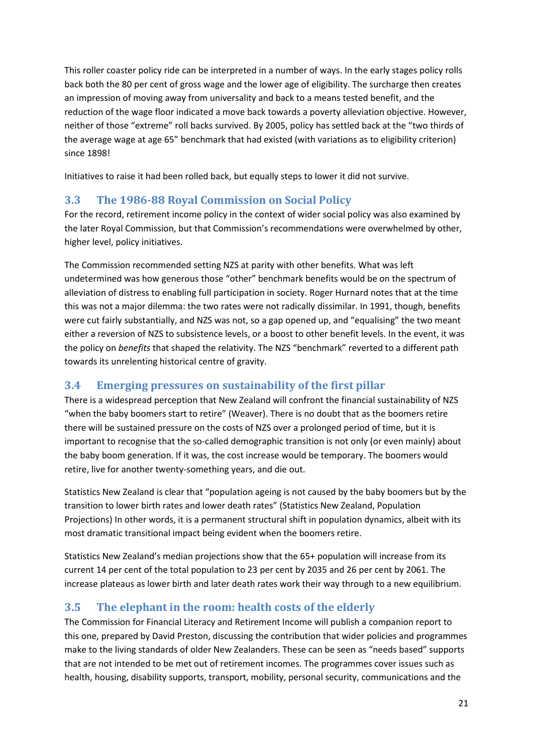This roller coaster policy ride can be interpreted in a number of ways. In the early stages policy rolls back both the 80 per cent of gross wage and the lower age of eligibility. The surcharge then creates an impression of moving away from universality and back to a means tested benefit, and the reduction of the wage floor indicated a move back towards a poverty alleviation objective. However, neither of those "extreme" roll backs survived. By 2005, policy has settled back at the "two thirds of the average wage at age 65" benchmark that had existed (with variations as to eligibility criterion) since 1898!

Initiatives to raise it had been rolled back, but equally steps to lower it did not survive.

## 3.3 The 1986-88 Royal Commission on Social Policy

For the record, retirement income policy in the context of wider social policy was also examined by the later Royal Commission, but that Commission's recommendations were overwhelmed by other, higher level, policy initiatives.

The Commission recommended setting NZS at parity with other benefits. What was left undetermined was how generous those "other" benchmark benefits would be on the spectrum of alleviation of distress to enabling full participation in society. Roger Hurnard notes that at the time this was not a major dilemma: the two rates were not radically dissimilar. In 1991, though, benefits were cut fairly substantially, and NZS was not, so a gap opened up, and "equalising" the two meant either a reversion of NZS to subsistence levels, or a boost to other benefit levels. In the event, it was the policy on *benefits* that shaped the relativity. The NZS "benchmark" reverted to a different path towards its unrelenting historical centre of gravity.

## 3.4 Emerging pressures on sustainability of the first pillar

There is a widespread perception that New Zealand will confront the financial sustainability of NZS "when the baby boomers start to retire" (Weaver). There is no doubt that as the boomers retire there will be sustained pressure on the costs of NZS over a prolonged period of time, but it is important to recognise that the so-called demographic transition is not only (or even mainly) about the baby boom generation. If it was, the cost increase would be temporary. The boomers would retire, live for another twenty-something years, and die out.

Statistics New Zealand is clear that "population ageing is not caused by the baby boomers but by the transition to lower birth rates and lower death rates" (Statistics New Zealand, Population Projections) In other words, it is a permanent structural shift in population dynamics, albeit with its most dramatic transitional impact being evident when the boomers retire.

Statistics New Zealand's median projections show that the 65+ population will increase from its current 14 per cent of the total population to 23 per cent by 2035 and 26 per cent by 2061. The increase plateaus as lower birth and later death rates work their way through to a new equilibrium.

## 3.5 The elephant in the room: health costs of the elderly

The Commission for Financial Literacy and Retirement Income will publish a companion report to this one, prepared by David Preston, discussing the contribution that wider policies and programmes make to the living standards of older New Zealanders. These can be seen as "needs based" supports that are not intended to be met out of retirement incomes. The programmes cover issues such as health, housing, disability supports, transport, mobility, personal security, communications and the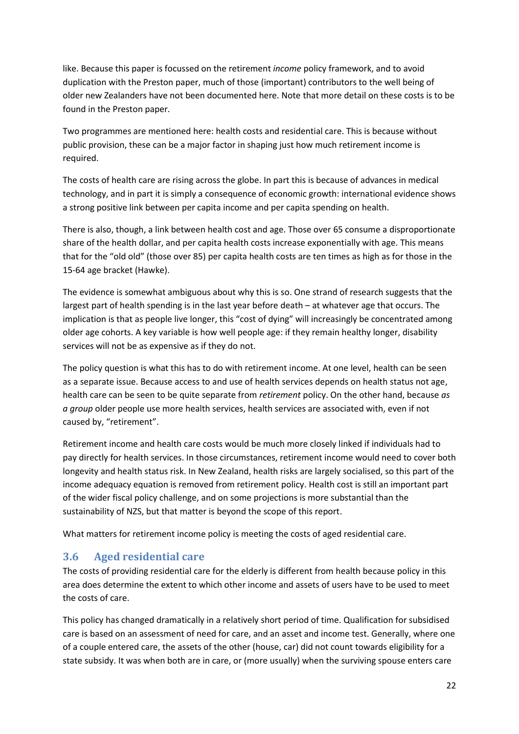like. Because this paper is focussed on the retirement *income* policy framework, and to avoid duplication with the Preston paper, much of those (important) contributors to the well being of older new Zealanders have not been documented here. Note that more detail on these costs is to be found in the Preston paper.

Two programmes are mentioned here: health costs and residential care. This is because without public provision, these can be a major factor in shaping just how much retirement income is required.

The costs of health care are rising across the globe. In part this is because of advances in medical technology, and in part it is simply a consequence of economic growth: international evidence shows a strong positive link between per capita income and per capita spending on health.

There is also, though, a link between health cost and age. Those over 65 consume a disproportionate share of the health dollar, and per capita health costs increase exponentially with age. This means that for the "old old" (those over 85) per capita health costs are ten times as high as for those in the 15-64 age bracket (Hawke).

The evidence is somewhat ambiguous about why this is so. One strand of research suggests that the largest part of health spending is in the last year before death – at whatever age that occurs. The implication is that as people live longer, this "cost of dying" will increasingly be concentrated among older age cohorts. A key variable is how well people age: if they remain healthy longer, disability services will not be as expensive as if they do not.

The policy question is what this has to do with retirement income. At one level, health can be seen as a separate issue. Because access to and use of health services depends on health status not age, health care can be seen to be quite separate from *retirement* policy. On the other hand, because *as a group* older people use more health services, health services are associated with, even if not caused by, "retirement".

Retirement income and health care costs would be much more closely linked if individuals had to pay directly for health services. In those circumstances, retirement income would need to cover both longevity and health status risk. In New Zealand, health risks are largely socialised, so this part of the income adequacy equation is removed from retirement policy. Health cost is still an important part of the wider fiscal policy challenge, and on some projections is more substantial than the sustainability of NZS, but that matter is beyond the scope of this report.

What matters for retirement income policy is meeting the costs of aged residential care.

## 3.6 Aged residential care

The costs of providing residential care for the elderly is different from health because policy in this area does determine the extent to which other income and assets of users have to be used to meet the costs of care.

This policy has changed dramatically in a relatively short period of time. Qualification for subsidised care is based on an assessment of need for care, and an asset and income test. Generally, where one of a couple entered care, the assets of the other (house, car) did not count towards eligibility for a state subsidy. It was when both are in care, or (more usually) when the surviving spouse enters care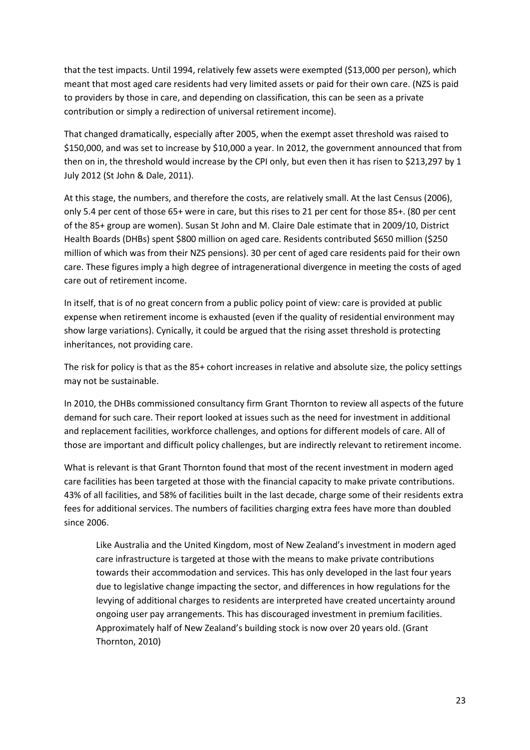that the test impacts. Until 1994, relatively few assets were exempted ($13,000 per person), which meant that most aged care residents had very limited assets or paid for their own care. (NZS is paid to providers by those in care, and depending on classification, this can be seen as a private contribution or simply a redirection of universal retirement income).

That changed dramatically, especially after 2005, when the exempt asset threshold was raised to $150,000, and was set to increase by $10,000 a year. In 2012, the government announced that from then on in, the threshold would increase by the CPI only, but even then it has risen to $213,297 by 1 July 2012 (St John & Dale, 2011).

At this stage, the numbers, and therefore the costs, are relatively small. At the last Census (2006), only 5.4 per cent of those 65+ were in care, but this rises to 21 per cent for those 85+. (80 per cent of the 85+ group are women). Susan St John and M. Claire Dale estimate that in 2009/10, District Health Boards (DHBs) spent $800 million on aged care. Residents contributed $650 million ($250 million of which was from their NZS pensions). 30 per cent of aged care residents paid for their own care. These figures imply a high degree of intragenerational divergence in meeting the costs of aged care out of retirement income.

In itself, that is of no great concern from a public policy point of view: care is provided at public expense when retirement income is exhausted (even if the quality of residential environment may show large variations). Cynically, it could be argued that the rising asset threshold is protecting inheritances, not providing care.

The risk for policy is that as the 85+ cohort increases in relative and absolute size, the policy settings may not be sustainable.

In 2010, the DHBs commissioned consultancy firm Grant Thornton to review all aspects of the future demand for such care. Their report looked at issues such as the need for investment in additional and replacement facilities, workforce challenges, and options for different models of care. All of those are important and difficult policy challenges, but are indirectly relevant to retirement income.

What is relevant is that Grant Thornton found that most of the recent investment in modern aged care facilities has been targeted at those with the financial capacity to make private contributions. 43% of all facilities, and 58% of facilities built in the last decade, charge some of their residents extra fees for additional services. The numbers of facilities charging extra fees have more than doubled since 2006.

> Like Australia and the United Kingdom, most of New Zealand's investment in modern aged care infrastructure is targeted at those with the means to make private contributions towards their accommodation and services. This has only developed in the last four years due to legislative change impacting the sector, and differences in how regulations for the levying of additional charges to residents are interpreted have created uncertainty around ongoing user pay arrangements. This has discouraged investment in premium facilities. Approximately half of New Zealand's building stock is now over 20 years old. (Grant Thornton, 2010)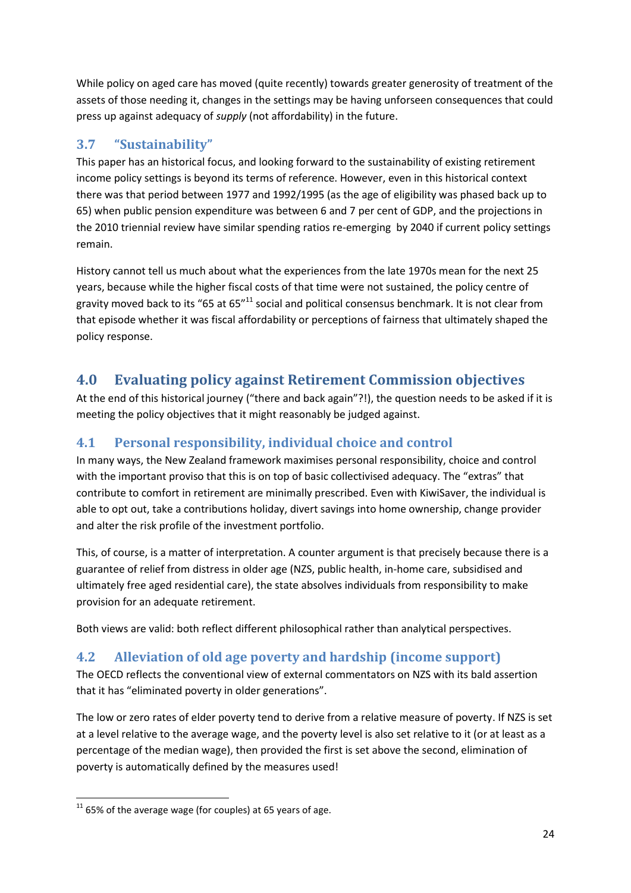While policy on aged care has moved (quite recently) towards greater generosity of treatment of the assets of those needing it, changes in the settings may be having unforseen consequences that could press up against adequacy of *supply* (not affordability) in the future.

### 3.7 "Sustainability"

This paper has an historical focus, and looking forward to the sustainability of existing retirement income policy settings is beyond its terms of reference. However, even in this historical context there was that period between 1977 and 1992/1995 (as the age of eligibility was phased back up to 65) when public pension expenditure was between 6 and 7 per cent of GDP, and the projections in the 2010 triennial review have similar spending ratios re-emerging by 2040 if current policy settings remain.

History cannot tell us much about what the experiences from the late 1970s mean for the next 25 years, because while the higher fiscal costs of that time were not sustained, the policy centre of gravity moved back to its "65 at 65"[11] social and political consensus benchmark. It is not clear from that episode whether it was fiscal affordability or perceptions of fairness that ultimately shaped the policy response.

## 4.0 Evaluating policy against Retirement Commission objectives

At the end of this historical journey ("there and back again"?!), the question needs to be asked if it is meeting the policy objectives that it might reasonably be judged against.

### 4.1 Personal responsibility, individual choice and control

In many ways, the New Zealand framework maximises personal responsibility, choice and control with the important proviso that this is on top of basic collectivised adequacy. The "extras" that contribute to comfort in retirement are minimally prescribed. Even with KiwiSaver, the individual is able to opt out, take a contributions holiday, divert savings into home ownership, change provider and alter the risk profile of the investment portfolio.

This, of course, is a matter of interpretation. A counter argument is that precisely because there is a guarantee of relief from distress in older age (NZS, public health, in-home care, subsidised and ultimately free aged residential care), the state absolves individuals from responsibility to make provision for an adequate retirement.

Both views are valid: both reflect different philosophical rather than analytical perspectives.

### 4.2 Alleviation of old age poverty and hardship (income support)

The OECD reflects the conventional view of external commentators on NZS with its bald assertion that it has "eliminated poverty in older generations".

The low or zero rates of elder poverty tend to derive from a relative measure of poverty. If NZS is set at a level relative to the average wage, and the poverty level is also set relative to it (or at least as a percentage of the median wage), then provided the first is set above the second, elimination of poverty is automatically defined by the measures used!

[11] 65% of the average wage (for couples) at 65 years of age.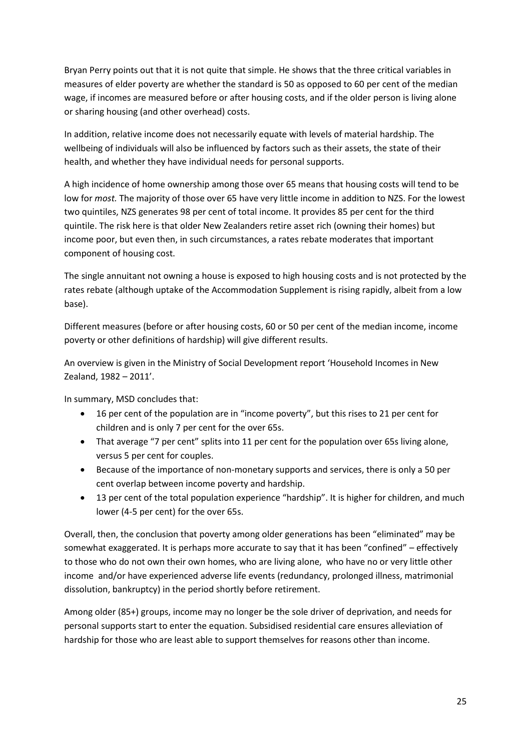Bryan Perry points out that it is not quite that simple. He shows that the three critical variables in measures of elder poverty are whether the standard is 50 as opposed to 60 per cent of the median wage, if incomes are measured before or after housing costs, and if the older person is living alone or sharing housing (and other overhead) costs.

In addition, relative income does not necessarily equate with levels of material hardship. The wellbeing of individuals will also be influenced by factors such as their assets, the state of their health, and whether they have individual needs for personal supports.

A high incidence of home ownership among those over 65 means that housing costs will tend to be low for *most.* The majority of those over 65 have very little income in addition to NZS. For the lowest two quintiles, NZS generates 98 per cent of total income. It provides 85 per cent for the third quintile. The risk here is that older New Zealanders retire asset rich (owning their homes) but income poor, but even then, in such circumstances, a rates rebate moderates that important component of housing cost.

The single annuitant not owning a house is exposed to high housing costs and is not protected by the rates rebate (although uptake of the Accommodation Supplement is rising rapidly, albeit from a low base).

Different measures (before or after housing costs, 60 or 50 per cent of the median income, income poverty or other definitions of hardship) will give different results.

An overview is given in the Ministry of Social Development report 'Household Incomes in New Zealand, 1982 – 2011'.

In summary, MSD concludes that:

- 16 per cent of the population are in "income poverty", but this rises to 21 per cent for children and is only 7 per cent for the over 65s.
- That average "7 per cent" splits into 11 per cent for the population over 65s living alone, versus 5 per cent for couples.
- Because of the importance of non-monetary supports and services, there is only a 50 per cent overlap between income poverty and hardship.
- 13 per cent of the total population experience "hardship". It is higher for children, and much lower (4-5 per cent) for the over 65s.

Overall, then, the conclusion that poverty among older generations has been "eliminated" may be somewhat exaggerated. It is perhaps more accurate to say that it has been "confined" – effectively to those who do not own their own homes, who are living alone, who have no or very little other income and/or have experienced adverse life events (redundancy, prolonged illness, matrimonial dissolution, bankruptcy) in the period shortly before retirement.

Among older (85+) groups, income may no longer be the sole driver of deprivation, and needs for personal supports start to enter the equation. Subsidised residential care ensures alleviation of hardship for those who are least able to support themselves for reasons other than income.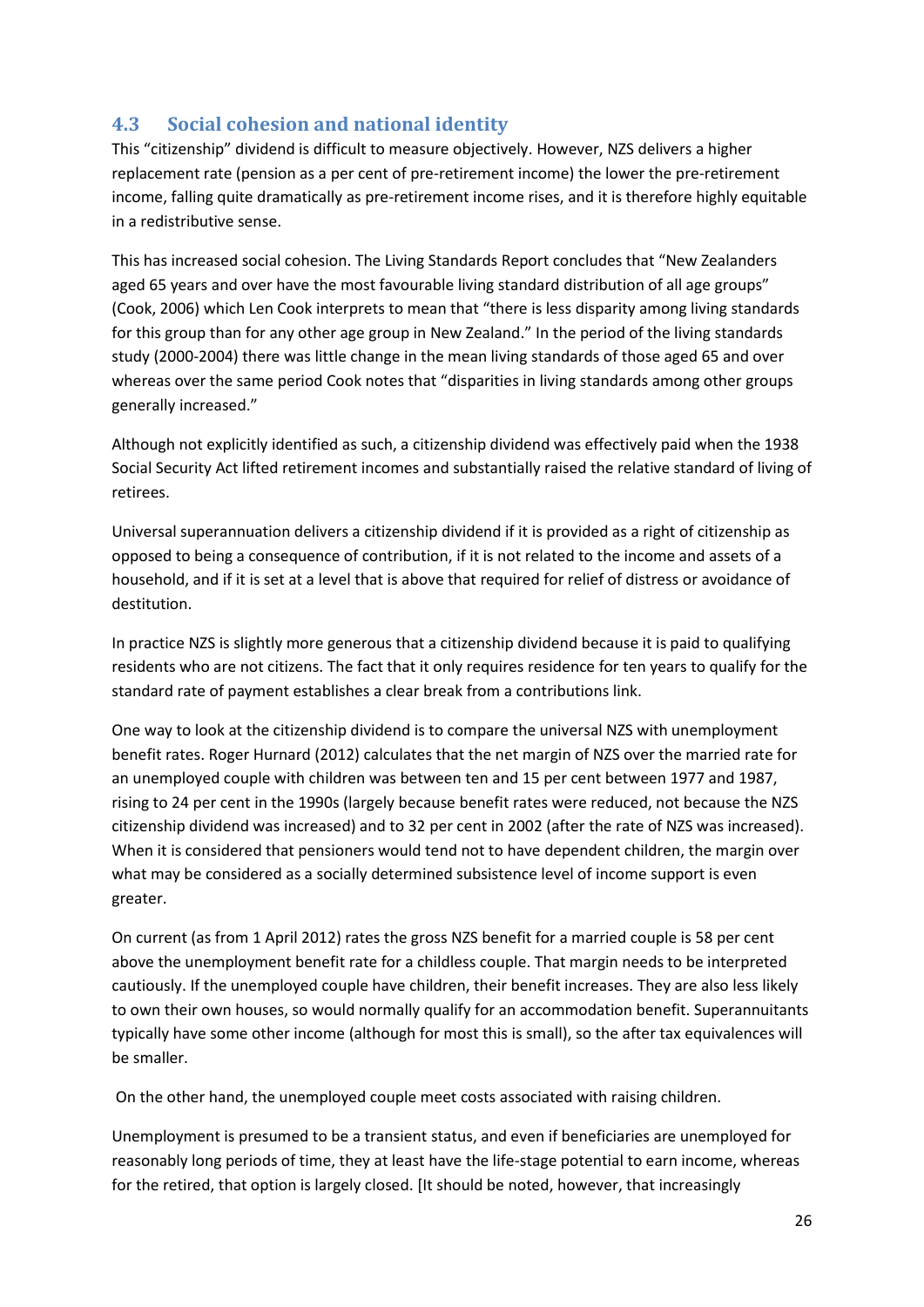## 4.3 Social cohesion and national identity

This "citizenship" dividend is difficult to measure objectively. However, NZS delivers a higher replacement rate (pension as a per cent of pre-retirement income) the lower the pre-retirement income, falling quite dramatically as pre-retirement income rises, and it is therefore highly equitable in a redistributive sense.

This has increased social cohesion. The Living Standards Report concludes that "New Zealanders aged 65 years and over have the most favourable living standard distribution of all age groups" (Cook, 2006) which Len Cook interprets to mean that "there is less disparity among living standards for this group than for any other age group in New Zealand." In the period of the living standards study (2000-2004) there was little change in the mean living standards of those aged 65 and over whereas over the same period Cook notes that "disparities in living standards among other groups generally increased."

Although not explicitly identified as such, a citizenship dividend was effectively paid when the 1938 Social Security Act lifted retirement incomes and substantially raised the relative standard of living of retirees.

Universal superannuation delivers a citizenship dividend if it is provided as a right of citizenship as opposed to being a consequence of contribution, if it is not related to the income and assets of a household, and if it is set at a level that is above that required for relief of distress or avoidance of destitution.

In practice NZS is slightly more generous that a citizenship dividend because it is paid to qualifying residents who are not citizens. The fact that it only requires residence for ten years to qualify for the standard rate of payment establishes a clear break from a contributions link.

One way to look at the citizenship dividend is to compare the universal NZS with unemployment benefit rates. Roger Hurnard (2012) calculates that the net margin of NZS over the married rate for an unemployed couple with children was between ten and 15 per cent between 1977 and 1987, rising to 24 per cent in the 1990s (largely because benefit rates were reduced, not because the NZS citizenship dividend was increased) and to 32 per cent in 2002 (after the rate of NZS was increased). When it is considered that pensioners would tend not to have dependent children, the margin over what may be considered as a socially determined subsistence level of income support is even greater.

On current (as from 1 April 2012) rates the gross NZS benefit for a married couple is 58 per cent above the unemployment benefit rate for a childless couple. That margin needs to be interpreted cautiously. If the unemployed couple have children, their benefit increases. They are also less likely to own their own houses, so would normally qualify for an accommodation benefit. Superannuitants typically have some other income (although for most this is small), so the after tax equivalences will be smaller.

On the other hand, the unemployed couple meet costs associated with raising children.

Unemployment is presumed to be a transient status, and even if beneficiaries are unemployed for reasonably long periods of time, they at least have the life-stage potential to earn income, whereas for the retired, that option is largely closed. [It should be noted, however, that increasingly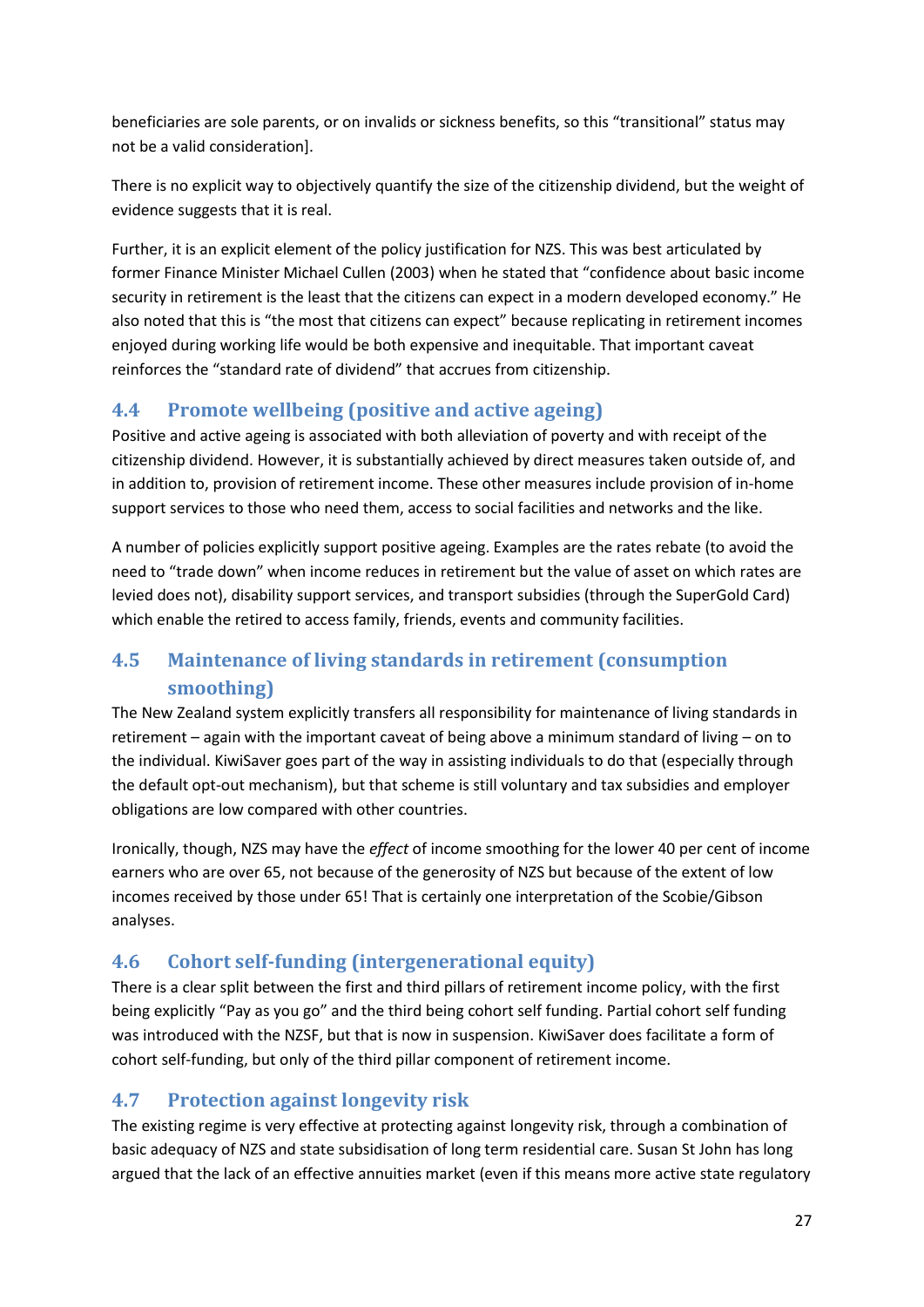beneficiaries are sole parents, or on invalids or sickness benefits, so this "transitional" status may not be a valid consideration].

There is no explicit way to objectively quantify the size of the citizenship dividend, but the weight of evidence suggests that it is real.

Further, it is an explicit element of the policy justification for NZS. This was best articulated by former Finance Minister Michael Cullen (2003) when he stated that "confidence about basic income security in retirement is the least that the citizens can expect in a modern developed economy." He also noted that this is "the most that citizens can expect" because replicating in retirement incomes enjoyed during working life would be both expensive and inequitable. That important caveat reinforces the "standard rate of dividend" that accrues from citizenship.

## 4.4 Promote wellbeing (positive and active ageing)

Positive and active ageing is associated with both alleviation of poverty and with receipt of the citizenship dividend. However, it is substantially achieved by direct measures taken outside of, and in addition to, provision of retirement income. These other measures include provision of in-home support services to those who need them, access to social facilities and networks and the like.

A number of policies explicitly support positive ageing. Examples are the rates rebate (to avoid the need to "trade down" when income reduces in retirement but the value of asset on which rates are levied does not), disability support services, and transport subsidies (through the SuperGold Card) which enable the retired to access family, friends, events and community facilities.

## 4.5 Maintenance of living standards in retirement (consumption smoothing)

The New Zealand system explicitly transfers all responsibility for maintenance of living standards in retirement – again with the important caveat of being above a minimum standard of living – on to the individual. KiwiSaver goes part of the way in assisting individuals to do that (especially through the default opt-out mechanism), but that scheme is still voluntary and tax subsidies and employer obligations are low compared with other countries.

Ironically, though, NZS may have the *effect* of income smoothing for the lower 40 per cent of income earners who are over 65, not because of the generosity of NZS but because of the extent of low incomes received by those under 65! That is certainly one interpretation of the Scobie/Gibson analyses.

## 4.6 Cohort self-funding (intergenerational equity)

There is a clear split between the first and third pillars of retirement income policy, with the first being explicitly "Pay as you go" and the third being cohort self funding. Partial cohort self funding was introduced with the NZSF, but that is now in suspension. KiwiSaver does facilitate a form of cohort self-funding, but only of the third pillar component of retirement income.

## 4.7 Protection against longevity risk

The existing regime is very effective at protecting against longevity risk, through a combination of basic adequacy of NZS and state subsidisation of long term residential care. Susan St John has long argued that the lack of an effective annuities market (even if this means more active state regulatory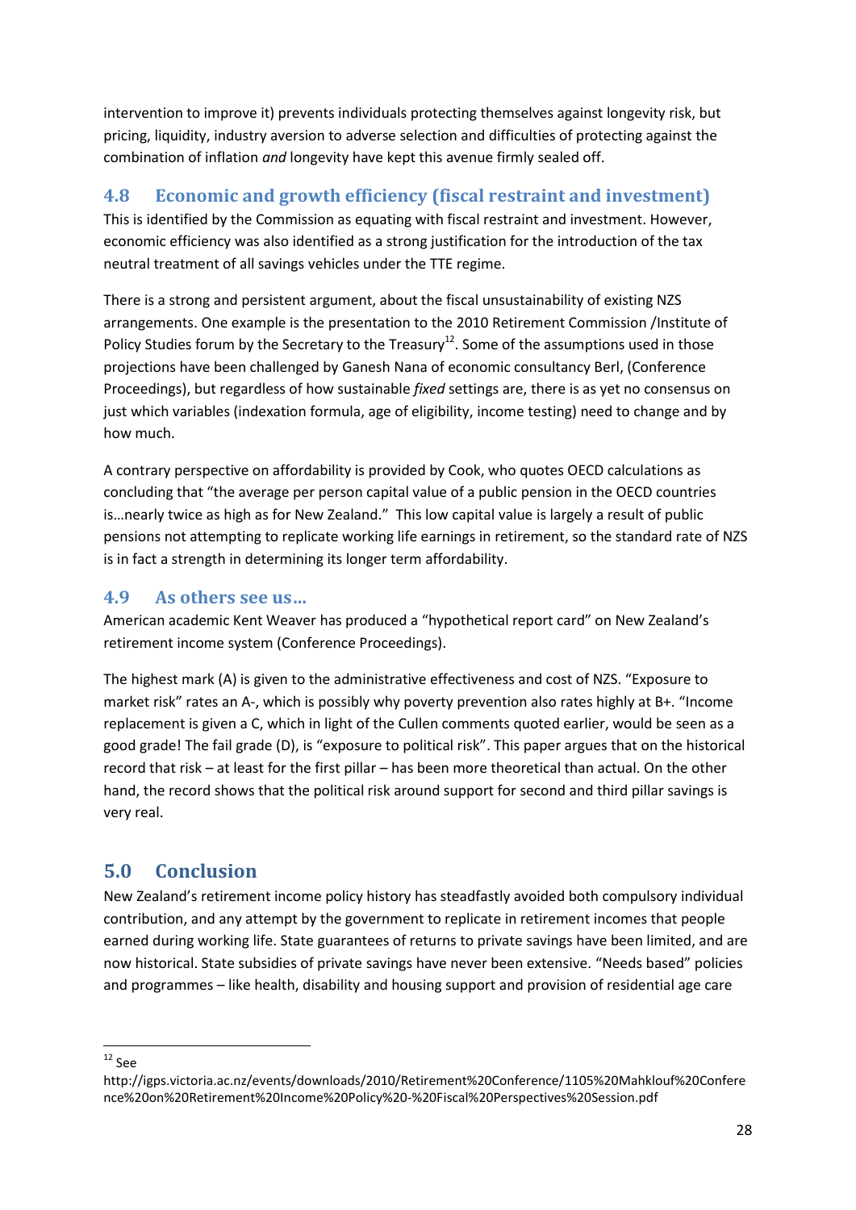intervention to improve it) prevents individuals protecting themselves against longevity risk, but pricing, liquidity, industry aversion to adverse selection and difficulties of protecting against the combination of inflation *and* longevity have kept this avenue firmly sealed off.

## 4.8 Economic and growth efficiency (fiscal restraint and investment)

This is identified by the Commission as equating with fiscal restraint and investment. However, economic efficiency was also identified as a strong justification for the introduction of the tax neutral treatment of all savings vehicles under the TTE regime.

There is a strong and persistent argument, about the fiscal unsustainability of existing NZS arrangements. One example is the presentation to the 2010 Retirement Commission /Institute of Policy Studies forum by the Secretary to the Treasury[12]. Some of the assumptions used in those projections have been challenged by Ganesh Nana of economic consultancy Berl, (Conference Proceedings), but regardless of how sustainable *fixed* settings are, there is as yet no consensus on just which variables (indexation formula, age of eligibility, income testing) need to change and by how much.

A contrary perspective on affordability is provided by Cook, who quotes OECD calculations as concluding that "the average per person capital value of a public pension in the OECD countries is…nearly twice as high as for New Zealand." This low capital value is largely a result of public pensions not attempting to replicate working life earnings in retirement, so the standard rate of NZS is in fact a strength in determining its longer term affordability.

## 4.9 As others see us…

American academic Kent Weaver has produced a "hypothetical report card" on New Zealand's retirement income system (Conference Proceedings).

The highest mark (A) is given to the administrative effectiveness and cost of NZS. "Exposure to market risk" rates an A-, which is possibly why poverty prevention also rates highly at B+. "Income replacement is given a C, which in light of the Cullen comments quoted earlier, would be seen as a good grade! The fail grade (D), is "exposure to political risk". This paper argues that on the historical record that risk – at least for the first pillar – has been more theoretical than actual. On the other hand, the record shows that the political risk around support for second and third pillar savings is very real.

# 5.0 Conclusion

New Zealand's retirement income policy history has steadfastly avoided both compulsory individual contribution, and any attempt by the government to replicate in retirement incomes that people earned during working life. State guarantees of returns to private savings have been limited, and are now historical. State subsidies of private savings have never been extensive. "Needs based" policies and programmes – like health, disability and housing support and provision of residential age care

---

[12] See http://igps.victoria.ac.nz/events/downloads/2010/Retirement%20Conference/1105%20Mahklouf%20Conference%20on%20Retirement%20Income%20Policy%20-%20Fiscal%20Perspectives%20Session.pdf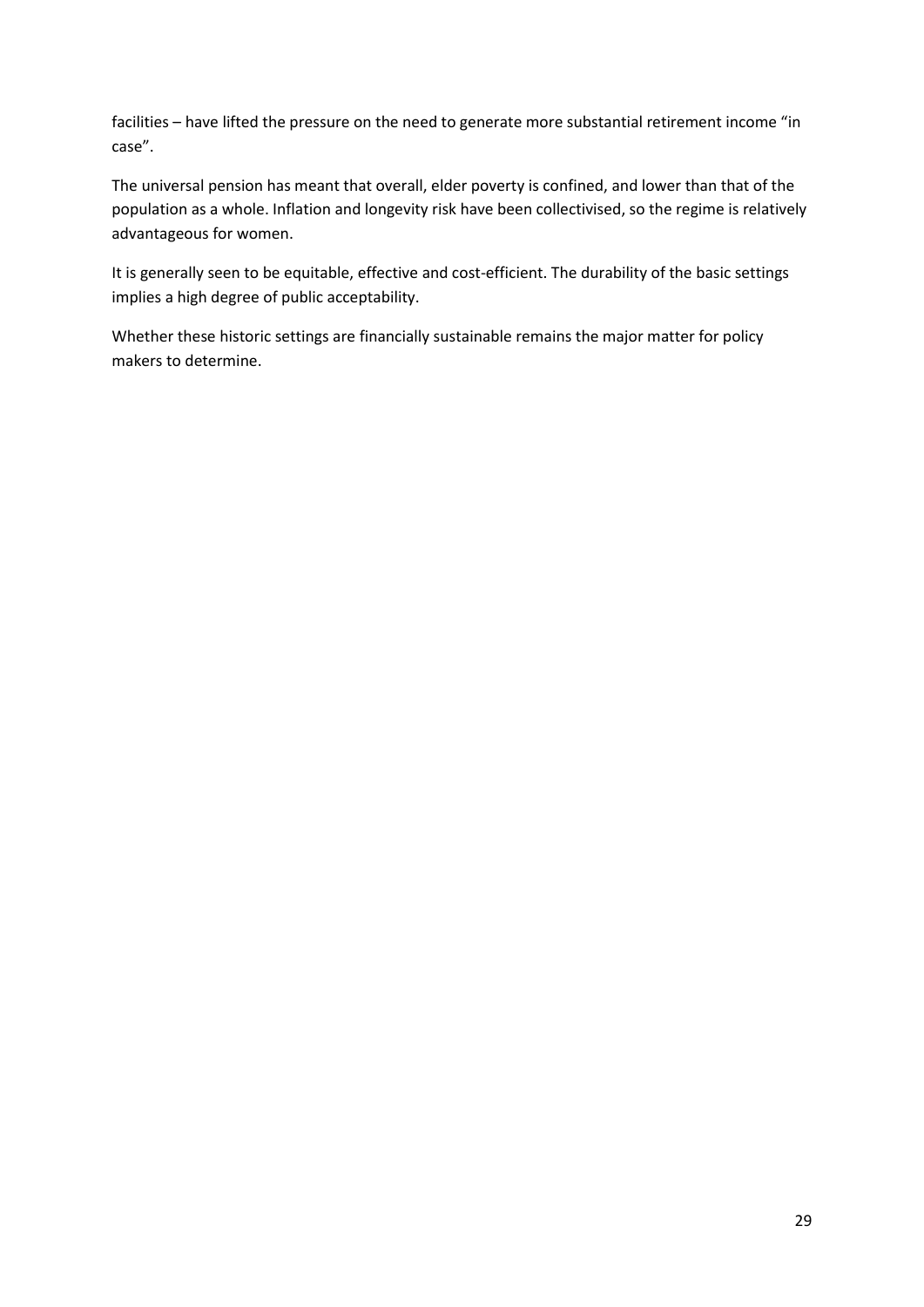facilities – have lifted the pressure on the need to generate more substantial retirement income "in case".

The universal pension has meant that overall, elder poverty is confined, and lower than that of the population as a whole. Inflation and longevity risk have been collectivised, so the regime is relatively advantageous for women.

It is generally seen to be equitable, effective and cost-efficient. The durability of the basic settings implies a high degree of public acceptability.

Whether these historic settings are financially sustainable remains the major matter for policy makers to determine.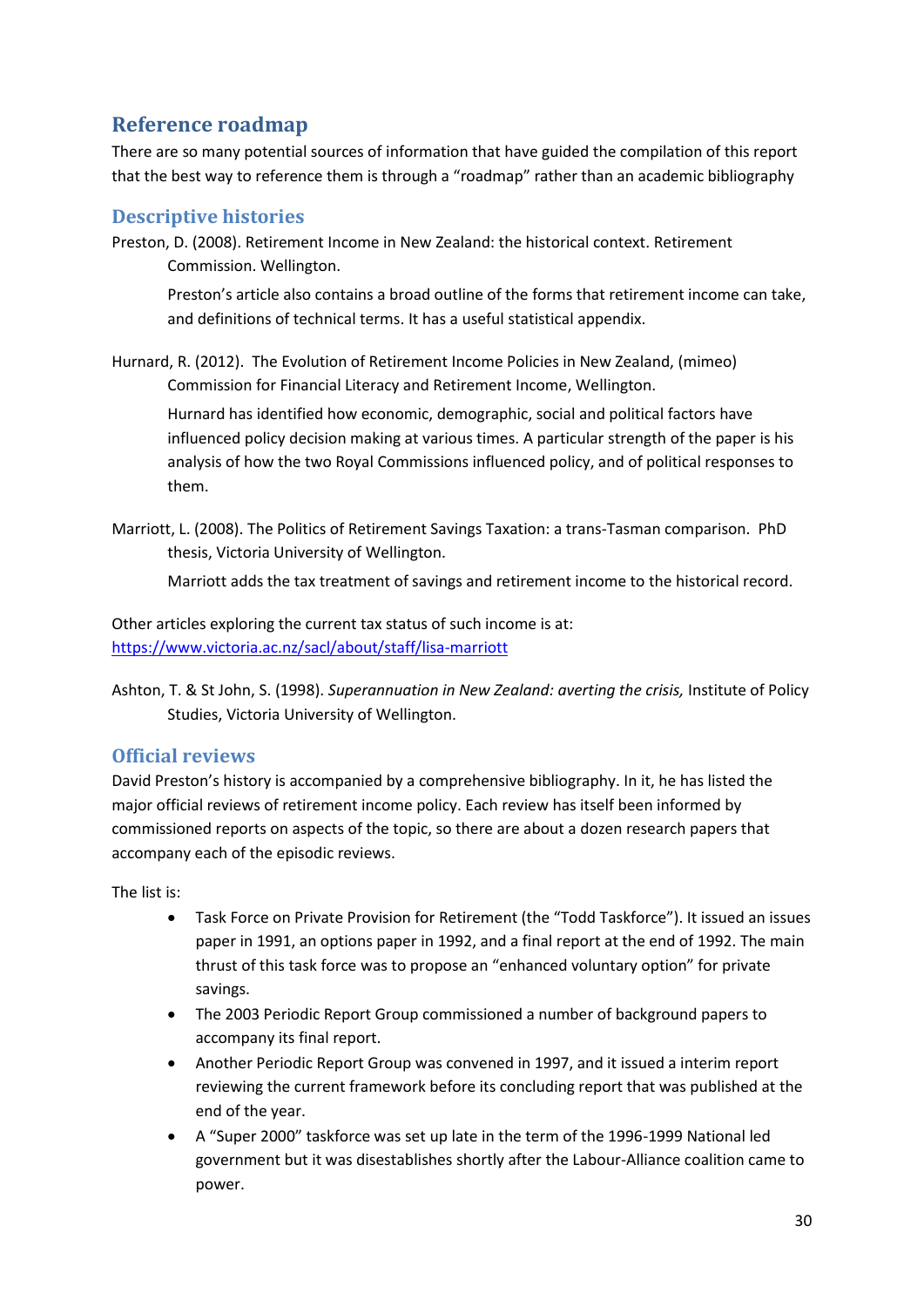## Reference roadmap

There are so many potential sources of information that have guided the compilation of this report that the best way to reference them is through a "roadmap" rather than an academic bibliography

### Descriptive histories

Preston, D. (2008). Retirement Income in New Zealand: the historical context. Retirement Commission. Wellington.

> Preston's article also contains a broad outline of the forms that retirement income can take, and definitions of technical terms. It has a useful statistical appendix.

Hurnard, R. (2012). The Evolution of Retirement Income Policies in New Zealand, (mimeo) Commission for Financial Literacy and Retirement Income, Wellington.

> Hurnard has identified how economic, demographic, social and political factors have influenced policy decision making at various times. A particular strength of the paper is his analysis of how the two Royal Commissions influenced policy, and of political responses to them.

Marriott, L. (2008). The Politics of Retirement Savings Taxation: a trans-Tasman comparison. PhD thesis, Victoria University of Wellington.

> Marriott adds the tax treatment of savings and retirement income to the historical record.

Other articles exploring the current tax status of such income is at: [https://www.victoria.ac.nz/sacl/about/staff/lisa-marriott](https://www.victoria.ac.nz/sacl/about/staff/lisa-marriott)

Ashton, T. & St John, S. (1998). *Superannuation in New Zealand: averting the crisis,* Institute of Policy Studies, Victoria University of Wellington.

### Official reviews

David Preston's history is accompanied by a comprehensive bibliography. In it, he has listed the major official reviews of retirement income policy. Each review has itself been informed by commissioned reports on aspects of the topic, so there are about a dozen research papers that accompany each of the episodic reviews.

The list is:

- Task Force on Private Provision for Retirement (the "Todd Taskforce"). It issued an issues paper in 1991, an options paper in 1992, and a final report at the end of 1992. The main thrust of this task force was to propose an "enhanced voluntary option" for private savings.
- The 2003 Periodic Report Group commissioned a number of background papers to accompany its final report.
- Another Periodic Report Group was convened in 1997, and it issued a interim report reviewing the current framework before its concluding report that was published at the end of the year.
- A "Super 2000" taskforce was set up late in the term of the 1996-1999 National led government but it was disestablishes shortly after the Labour-Alliance coalition came to power.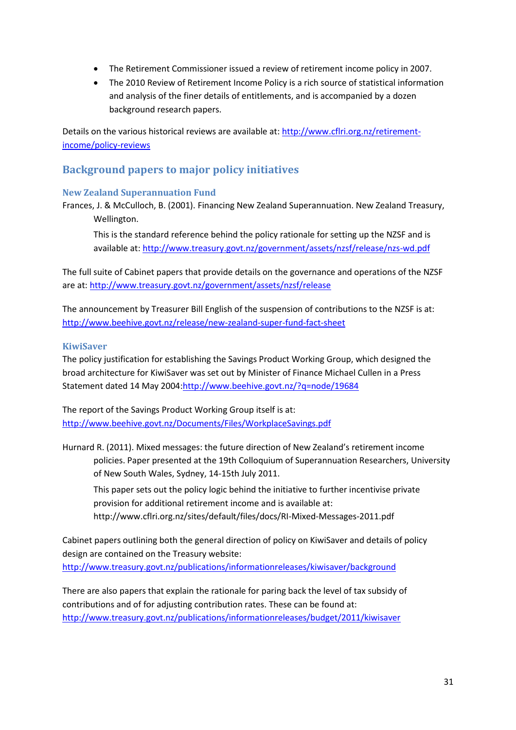- The Retirement Commissioner issued a review of retirement income policy in 2007.
- The 2010 Review of Retirement Income Policy is a rich source of statistical information and analysis of the finer details of entitlements, and is accompanied by a dozen background research papers.

Details on the various historical reviews are available at: http://www.cflri.org.nz/retirement-income/policy-reviews

## Background papers to major policy initiatives

### New Zealand Superannuation Fund

Frances, J. & McCulloch, B. (2001). Financing New Zealand Superannuation. New Zealand Treasury, Wellington.

This is the standard reference behind the policy rationale for setting up the NZSF and is available at: http://www.treasury.govt.nz/government/assets/nzsf/release/nzs-wd.pdf

The full suite of Cabinet papers that provide details on the governance and operations of the NZSF are at: http://www.treasury.govt.nz/government/assets/nzsf/release

The announcement by Treasurer Bill English of the suspension of contributions to the NZSF is at: http://www.beehive.govt.nz/release/new-zealand-super-fund-fact-sheet

### KiwiSaver

The policy justification for establishing the Savings Product Working Group, which designed the broad architecture for KiwiSaver was set out by Minister of Finance Michael Cullen in a Press Statement dated 14 May 2004:http://www.beehive.govt.nz/?q=node/19684

The report of the Savings Product Working Group itself is at: http://www.beehive.govt.nz/Documents/Files/WorkplaceSavings.pdf

Hurnard R. (2011). Mixed messages: the future direction of New Zealand's retirement income policies. Paper presented at the 19th Colloquium of Superannuation Researchers, University of New South Wales, Sydney, 14-15th July 2011.

This paper sets out the policy logic behind the initiative to further incentivise private provision for additional retirement income and is available at: http://www.cflri.org.nz/sites/default/files/docs/RI-Mixed-Messages-2011.pdf

Cabinet papers outlining both the general direction of policy on KiwiSaver and details of policy design are contained on the Treasury website: http://www.treasury.govt.nz/publications/informationreleases/kiwisaver/background

There are also papers that explain the rationale for paring back the level of tax subsidy of contributions and of for adjusting contribution rates. These can be found at: http://www.treasury.govt.nz/publications/informationreleases/budget/2011/kiwisaver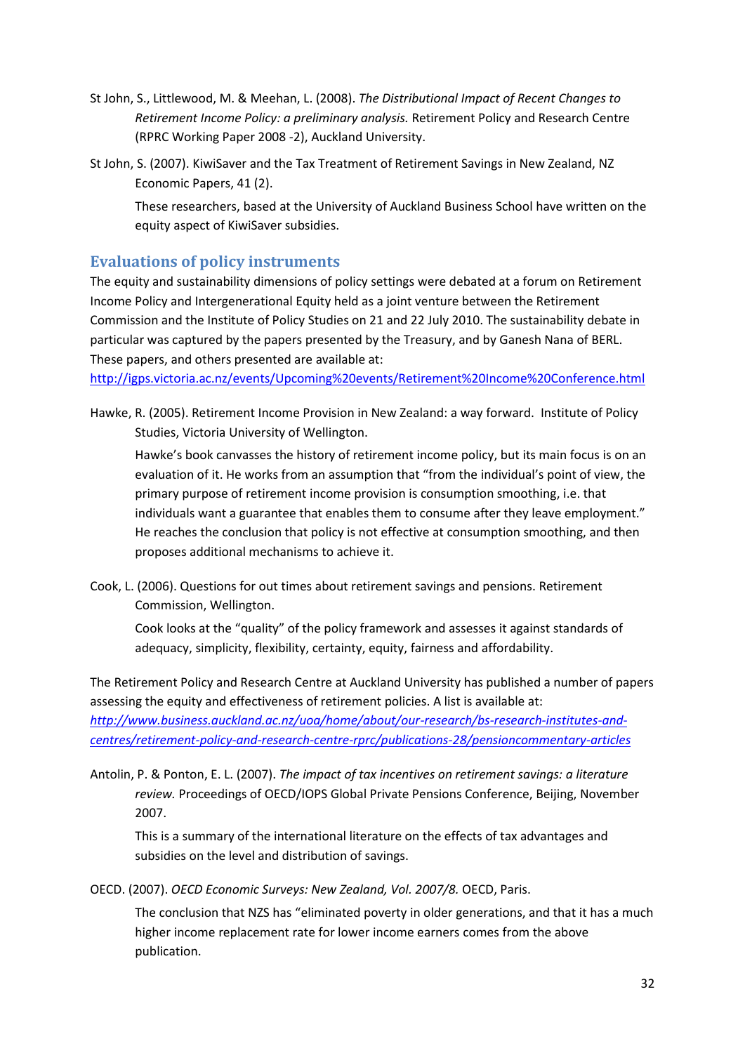St John, S., Littlewood, M. & Meehan, L. (2008). *The Distributional Impact of Recent Changes to Retirement Income Policy: a preliminary analysis.* Retirement Policy and Research Centre (RPRC Working Paper 2008 -2), Auckland University.

St John, S. (2007). KiwiSaver and the Tax Treatment of Retirement Savings in New Zealand, NZ Economic Papers, 41 (2).

These researchers, based at the University of Auckland Business School have written on the equity aspect of KiwiSaver subsidies.

## Evaluations of policy instruments

The equity and sustainability dimensions of policy settings were debated at a forum on Retirement Income Policy and Intergenerational Equity held as a joint venture between the Retirement Commission and the Institute of Policy Studies on 21 and 22 July 2010. The sustainability debate in particular was captured by the papers presented by the Treasury, and by Ganesh Nana of BERL. These papers, and others presented are available at: http://igps.victoria.ac.nz/events/Upcoming%20events/Retirement%20Income%20Conference.html

Hawke, R. (2005). Retirement Income Provision in New Zealand: a way forward. Institute of Policy Studies, Victoria University of Wellington.

Hawke's book canvasses the history of retirement income policy, but its main focus is on an evaluation of it. He works from an assumption that "from the individual's point of view, the primary purpose of retirement income provision is consumption smoothing, i.e. that individuals want a guarantee that enables them to consume after they leave employment." He reaches the conclusion that policy is not effective at consumption smoothing, and then proposes additional mechanisms to achieve it.

Cook, L. (2006). Questions for out times about retirement savings and pensions. Retirement Commission, Wellington.

Cook looks at the "quality" of the policy framework and assesses it against standards of adequacy, simplicity, flexibility, certainty, equity, fairness and affordability.

The Retirement Policy and Research Centre at Auckland University has published a number of papers assessing the equity and effectiveness of retirement policies. A list is available at: *http://www.business.auckland.ac.nz/uoa/home/about/our-research/bs-research-institutes-and-centres/retirement-policy-and-research-centre-rprc/publications-28/pensioncommentary-articles*

Antolin, P. & Ponton, E. L. (2007). *The impact of tax incentives on retirement savings: a literature review.* Proceedings of OECD/IOPS Global Private Pensions Conference, Beijing, November 2007.

This is a summary of the international literature on the effects of tax advantages and subsidies on the level and distribution of savings.

OECD. (2007). *OECD Economic Surveys: New Zealand, Vol. 2007/8.* OECD, Paris.

The conclusion that NZS has "eliminated poverty in older generations, and that it has a much higher income replacement rate for lower income earners comes from the above publication.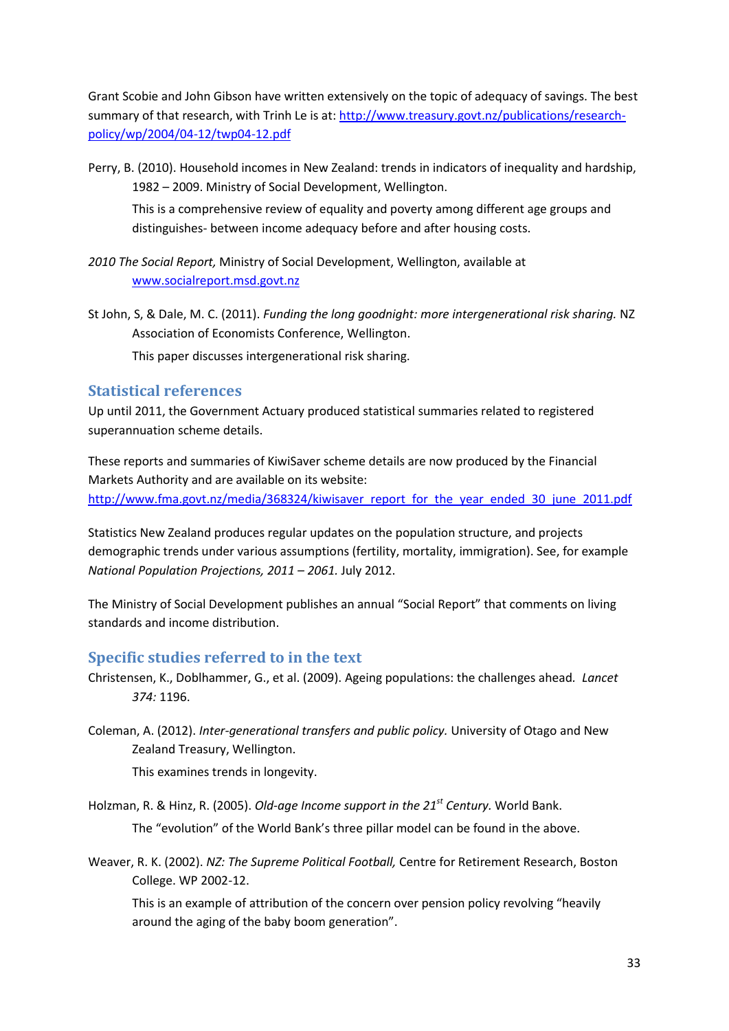Grant Scobie and John Gibson have written extensively on the topic of adequacy of savings. The best summary of that research, with Trinh Le is at: http://www.treasury.govt.nz/publications/research-policy/wp/2004/04-12/twp04-12.pdf

Perry, B. (2010). Household incomes in New Zealand: trends in indicators of inequality and hardship, 1982 – 2009. Ministry of Social Development, Wellington.

This is a comprehensive review of equality and poverty among different age groups and distinguishes- between income adequacy before and after housing costs.

*2010 The Social Report,* Ministry of Social Development, Wellington, available at www.socialreport.msd.govt.nz

St John, S, & Dale, M. C. (2011). *Funding the long goodnight: more intergenerational risk sharing.* NZ Association of Economists Conference, Wellington.

This paper discusses intergenerational risk sharing.

## Statistical references

Up until 2011, the Government Actuary produced statistical summaries related to registered superannuation scheme details.

These reports and summaries of KiwiSaver scheme details are now produced by the Financial Markets Authority and are available on its website: http://www.fma.govt.nz/media/368324/kiwisaver_report_for_the_year_ended_30_june_2011.pdf

Statistics New Zealand produces regular updates on the population structure, and projects demographic trends under various assumptions (fertility, mortality, immigration). See, for example *National Population Projections, 2011 – 2061.* July 2012.

The Ministry of Social Development publishes an annual "Social Report" that comments on living standards and income distribution.

## Specific studies referred to in the text

Christensen, K., Doblhammer, G., et al. (2009). Ageing populations: the challenges ahead. *Lancet 374:* 1196.

Coleman, A. (2012). *Inter-generational transfers and public policy.* University of Otago and New Zealand Treasury, Wellington.

This examines trends in longevity.

Holzman, R. & Hinz, R. (2005). *Old-age Income support in the 21st Century.* World Bank.

The "evolution" of the World Bank's three pillar model can be found in the above.

Weaver, R. K. (2002). *NZ: The Supreme Political Football,* Centre for Retirement Research, Boston College. WP 2002-12.

This is an example of attribution of the concern over pension policy revolving "heavily around the aging of the baby boom generation".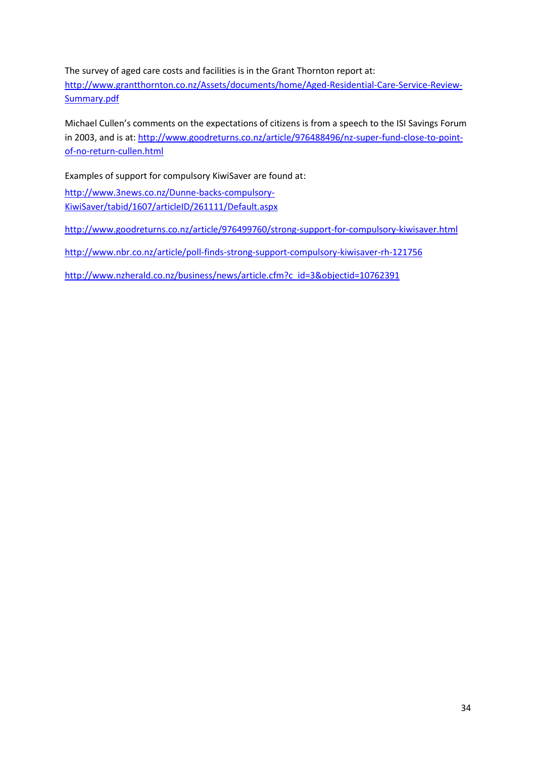The survey of aged care costs and facilities is in the Grant Thornton report at: http://www.grantthornton.co.nz/Assets/documents/home/Aged-Residential-Care-Service-Review-Summary.pdf

Michael Cullen's comments on the expectations of citizens is from a speech to the ISI Savings Forum in 2003, and is at: http://www.goodreturns.co.nz/article/976488496/nz-super-fund-close-to-point-of-no-return-cullen.html

Examples of support for compulsory KiwiSaver are found at:

http://www.3news.co.nz/Dunne-backs-compulsory-KiwiSaver/tabid/1607/articleID/261111/Default.aspx

http://www.goodreturns.co.nz/article/976499760/strong-support-for-compulsory-kiwisaver.html

http://www.nbr.co.nz/article/poll-finds-strong-support-compulsory-kiwisaver-rh-121756

http://www.nzherald.co.nz/business/news/article.cfm?c_id=3&objectid=10762391